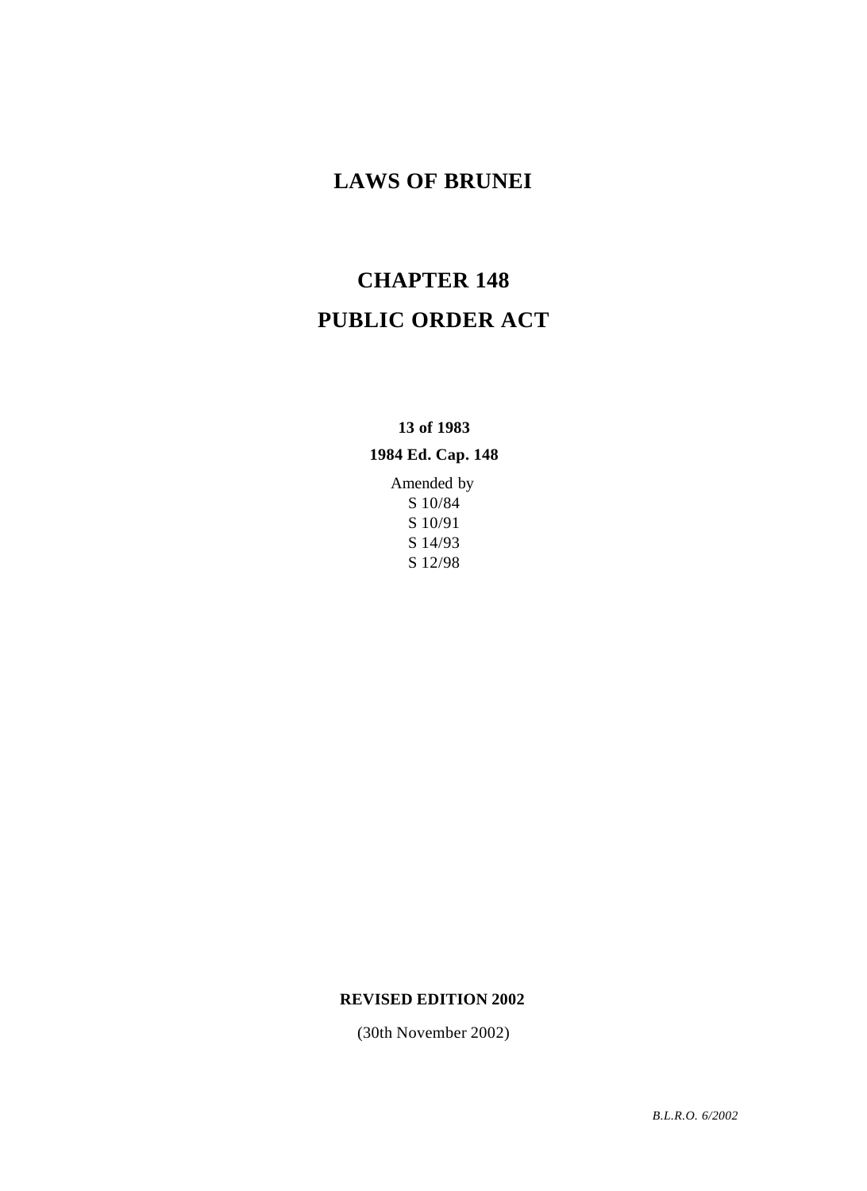# LAWS OF BRUNEI

# CHAPTER 148

# PUBLIC ORDER ACT

**13 of 1983**

**1984 Ed. Cap. 148**

Amended by
S 10/84
S 10/91
S 14/93
S 12/98

**REVISED EDITION 2002**

(30th November 2002)

*B.L.R.O. 6/2002*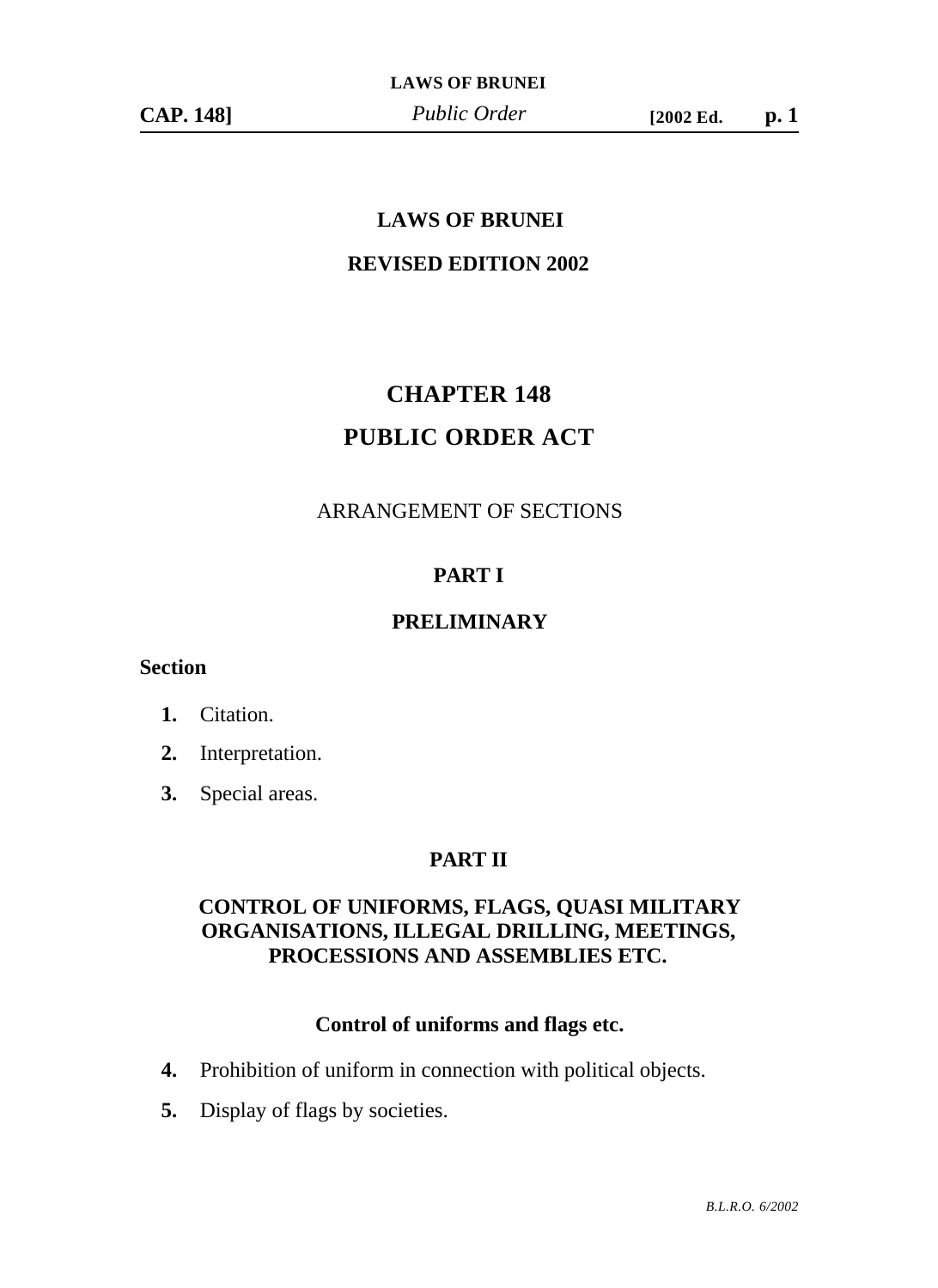# LAWS OF BRUNEI

## REVISED EDITION 2002

# CHAPTER 148

# PUBLIC ORDER ACT

ARRANGEMENT OF SECTIONS

## PART I

## PRELIMINARY

**Section**

**1.** Citation.

**2.** Interpretation.

**3.** Special areas.

## PART II

## CONTROL OF UNIFORMS, FLAGS, QUASI MILITARY ORGANISATIONS, ILLEGAL DRILLING, MEETINGS, PROCESSIONS AND ASSEMBLIES ETC.

### Control of uniforms and flags etc.

**4.** Prohibition of uniform in connection with political objects.

**5.** Display of flags by societies.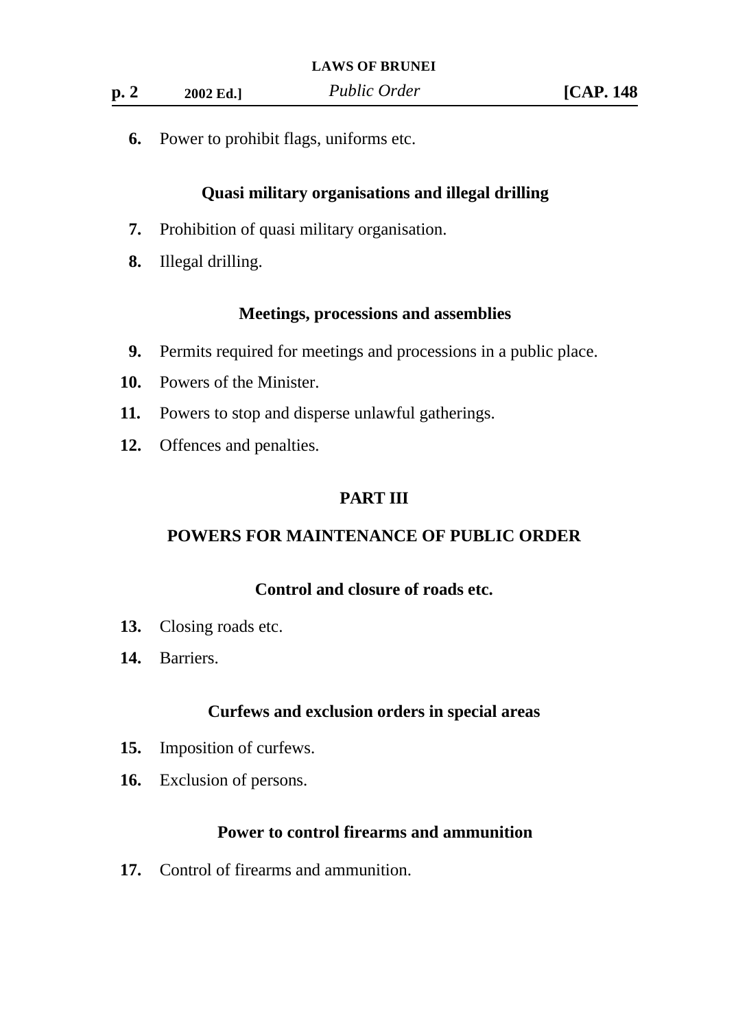**6.** Power to prohibit flags, uniforms etc.

### Quasi military organisations and illegal drilling

**7.** Prohibition of quasi military organisation.

**8.** Illegal drilling.

### Meetings, processions and assemblies

**9.** Permits required for meetings and processions in a public place.

**10.** Powers of the Minister.

**11.** Powers to stop and disperse unlawful gatherings.

**12.** Offences and penalties.

## PART III

## POWERS FOR MAINTENANCE OF PUBLIC ORDER

### Control and closure of roads etc.

**13.** Closing roads etc.

**14.** Barriers.

### Curfews and exclusion orders in special areas

**15.** Imposition of curfews.

**16.** Exclusion of persons.

### Power to control firearms and ammunition

**17.** Control of firearms and ammunition.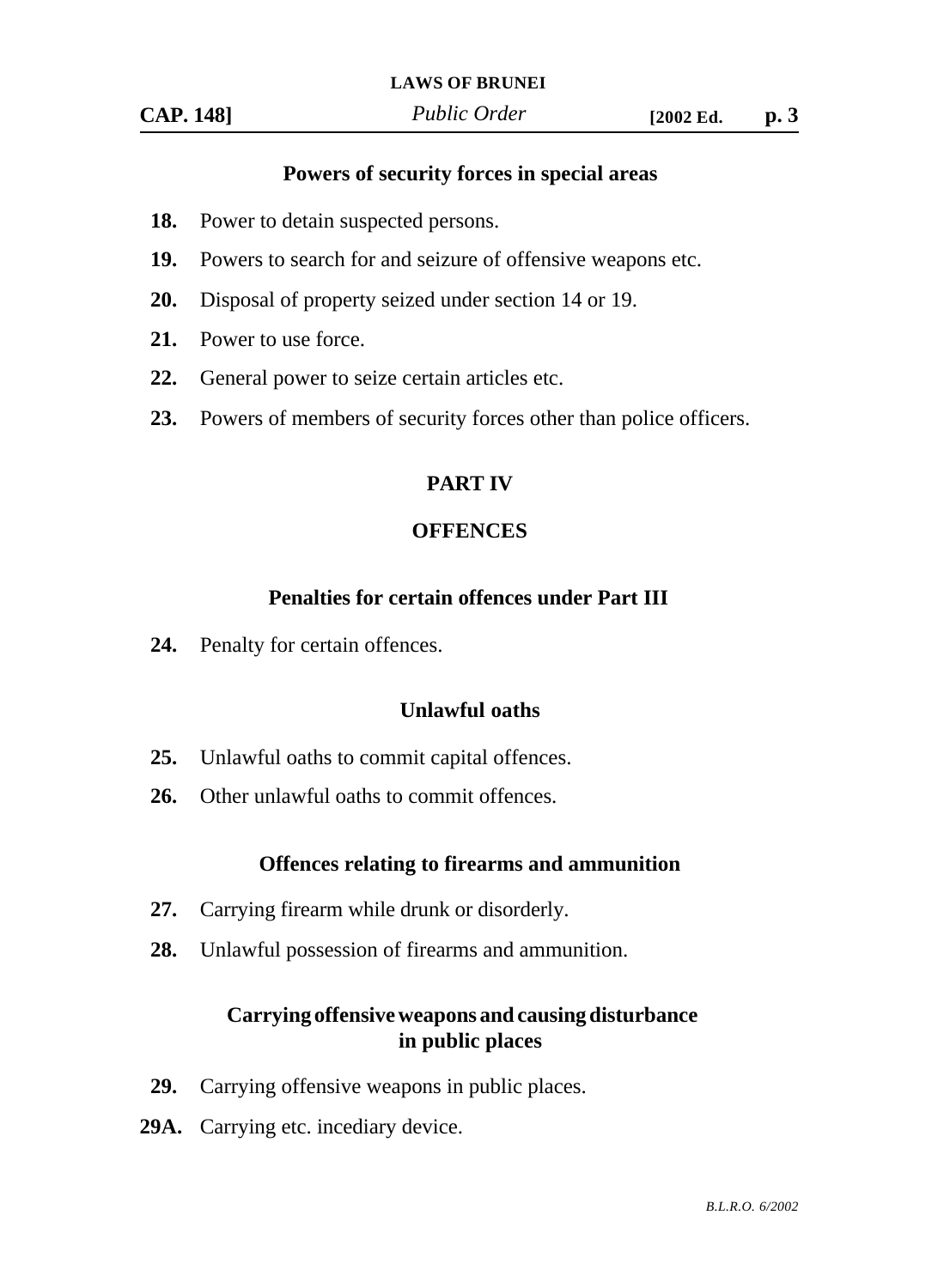### Powers of security forces in special areas

**18.** Power to detain suspected persons.

**19.** Powers to search for and seizure of offensive weapons etc.

**20.** Disposal of property seized under section 14 or 19.

**21.** Power to use force.

**22.** General power to seize certain articles etc.

**23.** Powers of members of security forces other than police officers.

## PART IV

## OFFENCES

### Penalties for certain offences under Part III

**24.** Penalty for certain offences.

### Unlawful oaths

**25.** Unlawful oaths to commit capital offences.

**26.** Other unlawful oaths to commit offences.

### Offences relating to firearms and ammunition

**27.** Carrying firearm while drunk or disorderly.

**28.** Unlawful possession of firearms and ammunition.

### Carrying offensive weapons and causing disturbance in public places

**29.** Carrying offensive weapons in public places.

**29A.** Carrying etc. incediary device.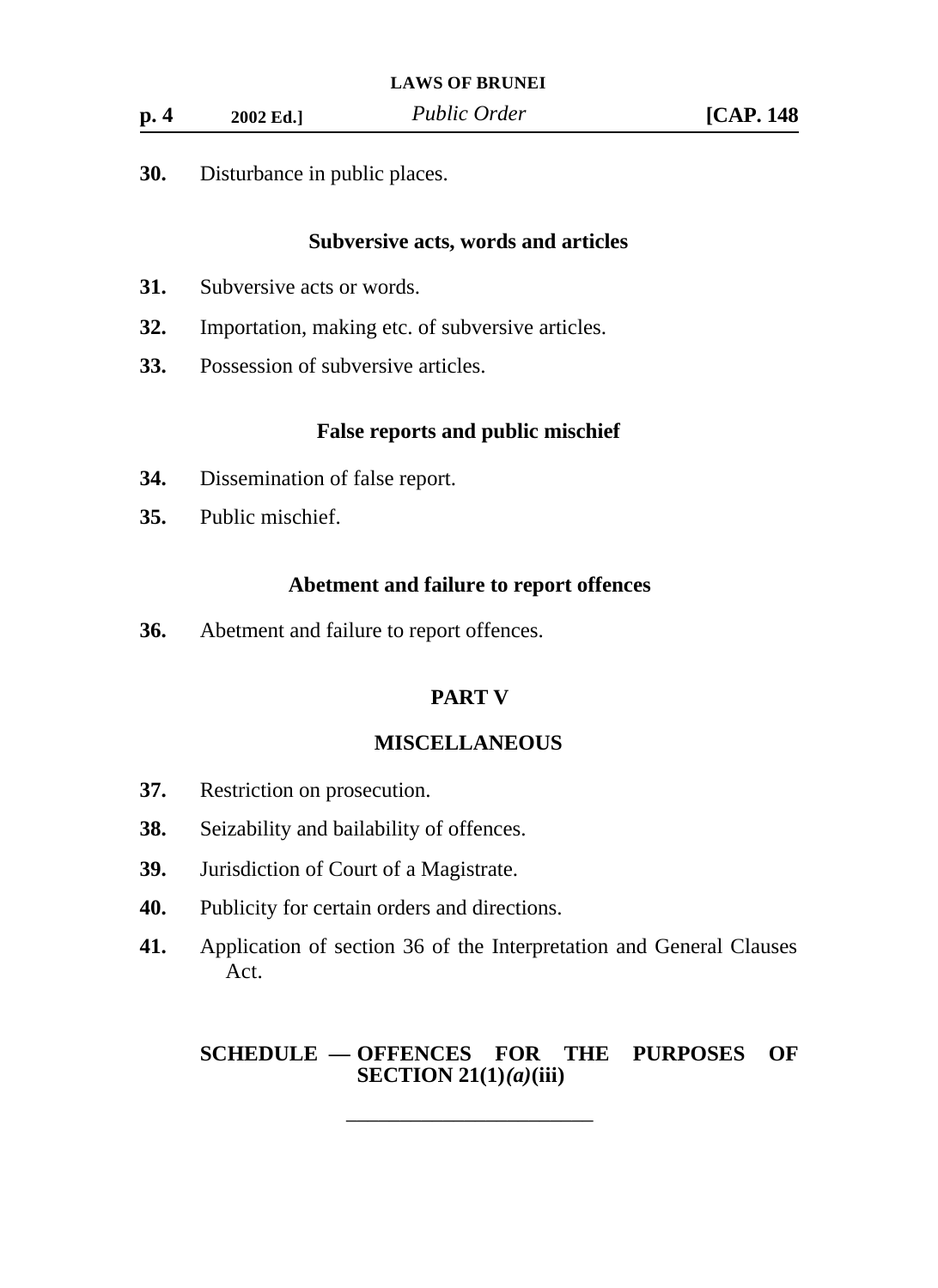**30.** Disturbance in public places.

### Subversive acts, words and articles

**31.** Subversive acts or words.

**32.** Importation, making etc. of subversive articles.

**33.** Possession of subversive articles.

### False reports and public mischief

**34.** Dissemination of false report.

**35.** Public mischief.

### Abetment and failure to report offences

**36.** Abetment and failure to report offences.

## PART V

## MISCELLANEOUS

**37.** Restriction on prosecution.

**38.** Seizability and bailability of offences.

**39.** Jurisdiction of Court of a Magistrate.

**40.** Publicity for certain orders and directions.

**41.** Application of section 36 of the Interpretation and General Clauses Act.

**SCHEDULE — OFFENCES FOR THE PURPOSES OF SECTION 21(1)*(a)*(iii)**

---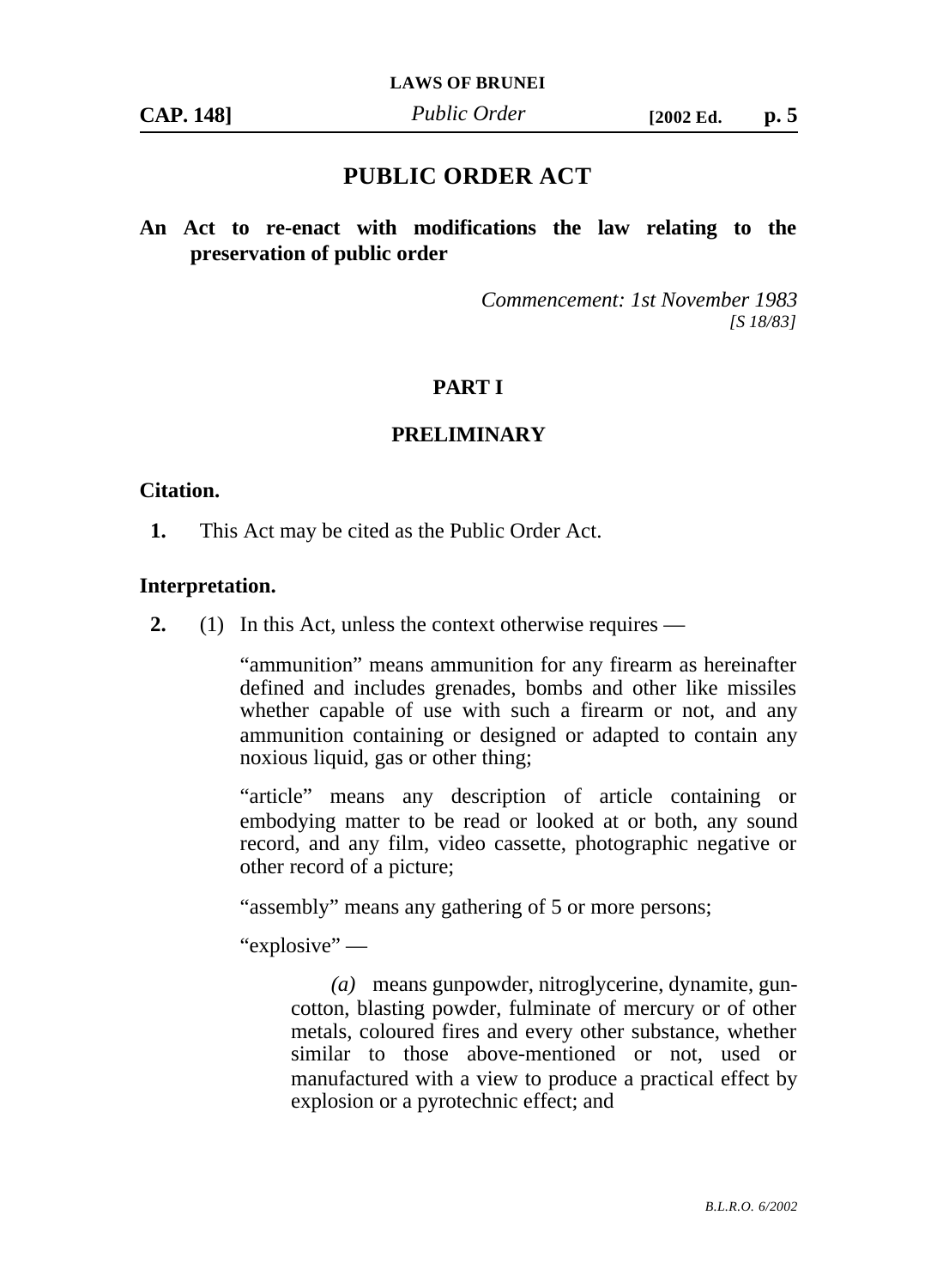# PUBLIC ORDER ACT

**An Act to re-enact with modifications the law relating to the preservation of public order**

*Commencement: 1st November 1983*
*[S 18/83]*

## PART I

## PRELIMINARY

**Citation.**

**1.** This Act may be cited as the Public Order Act.

**Interpretation.**

**2.** (1) In this Act, unless the context otherwise requires —

"ammunition" means ammunition for any firearm as hereinafter defined and includes grenades, bombs and other like missiles whether capable of use with such a firearm or not, and any ammunition containing or designed or adapted to contain any noxious liquid, gas or other thing;

"article" means any description of article containing or embodying matter to be read or looked at or both, any sound record, and any film, video cassette, photographic negative or other record of a picture;

"assembly" means any gathering of 5 or more persons;

"explosive" —

*(a)* means gunpowder, nitroglycerine, dynamite, gun-cotton, blasting powder, fulminate of mercury or of other metals, coloured fires and every other substance, whether similar to those above-mentioned or not, used or manufactured with a view to produce a practical effect by explosion or a pyrotechnic effect; and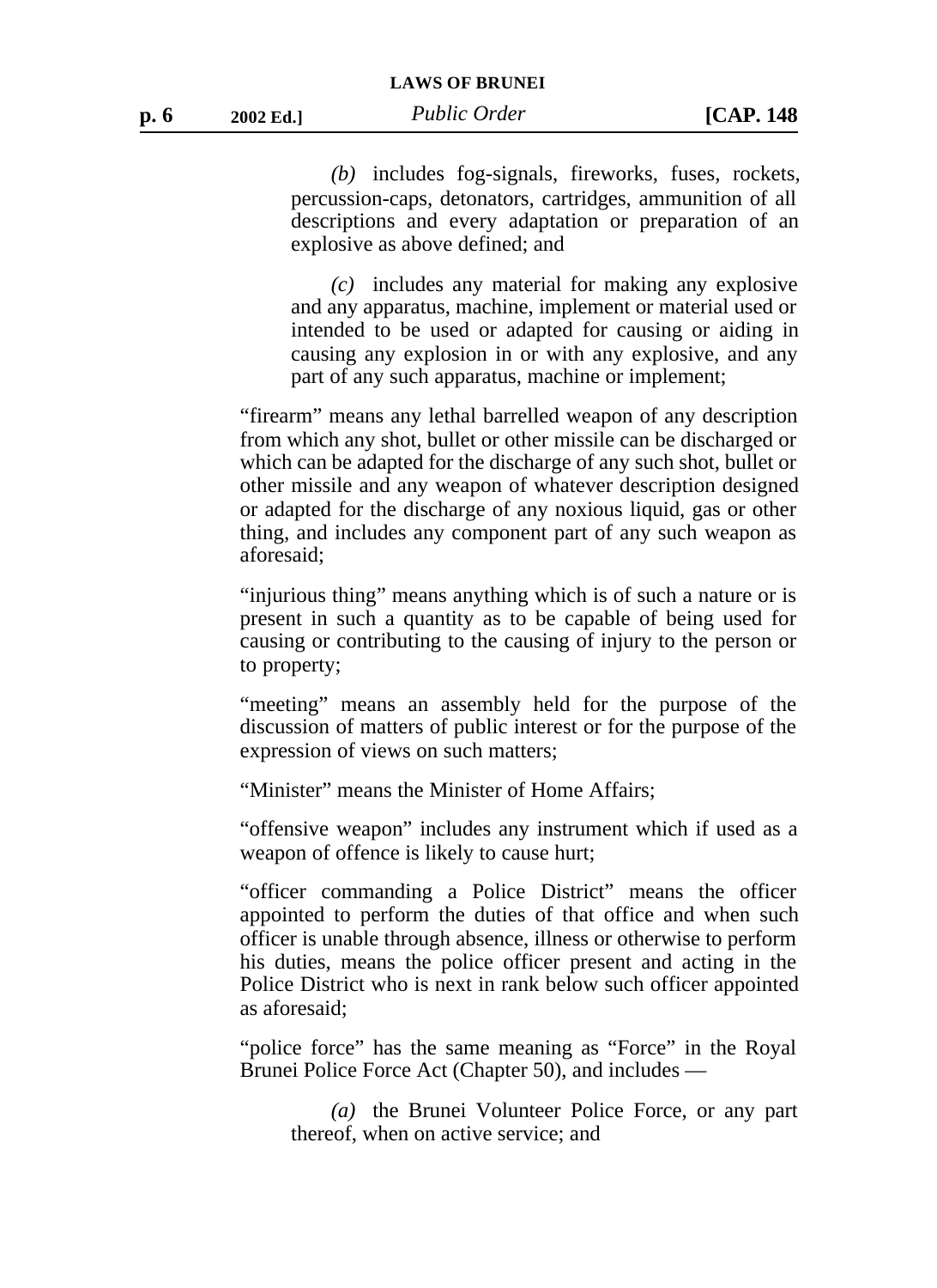*(b)* includes fog-signals, fireworks, fuses, rockets, percussion-caps, detonators, cartridges, ammunition of all descriptions and every adaptation or preparation of an explosive as above defined; and

*(c)* includes any material for making any explosive and any apparatus, machine, implement or material used or intended to be used or adapted for causing or aiding in causing any explosion in or with any explosive, and any part of any such apparatus, machine or implement;

"firearm" means any lethal barrelled weapon of any description from which any shot, bullet or other missile can be discharged or which can be adapted for the discharge of any such shot, bullet or other missile and any weapon of whatever description designed or adapted for the discharge of any noxious liquid, gas or other thing, and includes any component part of any such weapon as aforesaid;

"injurious thing" means anything which is of such a nature or is present in such a quantity as to be capable of being used for causing or contributing to the causing of injury to the person or to property;

"meeting" means an assembly held for the purpose of the discussion of matters of public interest or for the purpose of the expression of views on such matters;

"Minister" means the Minister of Home Affairs;

"offensive weapon" includes any instrument which if used as a weapon of offence is likely to cause hurt;

"officer commanding a Police District" means the officer appointed to perform the duties of that office and when such officer is unable through absence, illness or otherwise to perform his duties, means the police officer present and acting in the Police District who is next in rank below such officer appointed as aforesaid;

"police force" has the same meaning as "Force" in the Royal Brunei Police Force Act (Chapter 50), and includes —

*(a)* the Brunei Volunteer Police Force, or any part thereof, when on active service; and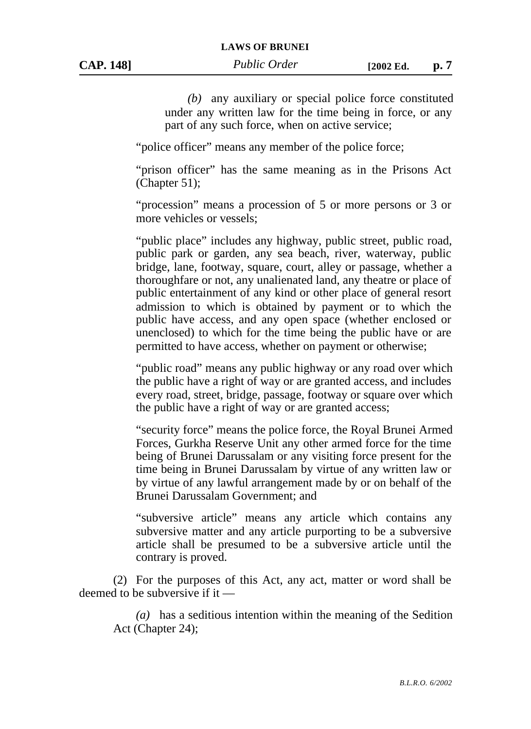*(b)* any auxiliary or special police force constituted under any written law for the time being in force, or any part of any such force, when on active service;

"police officer" means any member of the police force;

"prison officer" has the same meaning as in the Prisons Act (Chapter 51);

"procession" means a procession of 5 or more persons or 3 or more vehicles or vessels;

"public place" includes any highway, public street, public road, public park or garden, any sea beach, river, waterway, public bridge, lane, footway, square, court, alley or passage, whether a thoroughfare or not, any unalienated land, any theatre or place of public entertainment of any kind or other place of general resort admission to which is obtained by payment or to which the public have access, and any open space (whether enclosed or unenclosed) to which for the time being the public have or are permitted to have access, whether on payment or otherwise;

"public road" means any public highway or any road over which the public have a right of way or are granted access, and includes every road, street, bridge, passage, footway or square over which the public have a right of way or are granted access;

"security force" means the police force, the Royal Brunei Armed Forces, Gurkha Reserve Unit any other armed force for the time being of Brunei Darussalam or any visiting force present for the time being in Brunei Darussalam by virtue of any written law or by virtue of any lawful arrangement made by or on behalf of the Brunei Darussalam Government; and

"subversive article" means any article which contains any subversive matter and any article purporting to be a subversive article shall be presumed to be a subversive article until the contrary is proved.

(2) For the purposes of this Act, any act, matter or word shall be deemed to be subversive if it —

*(a)* has a seditious intention within the meaning of the Sedition Act (Chapter 24);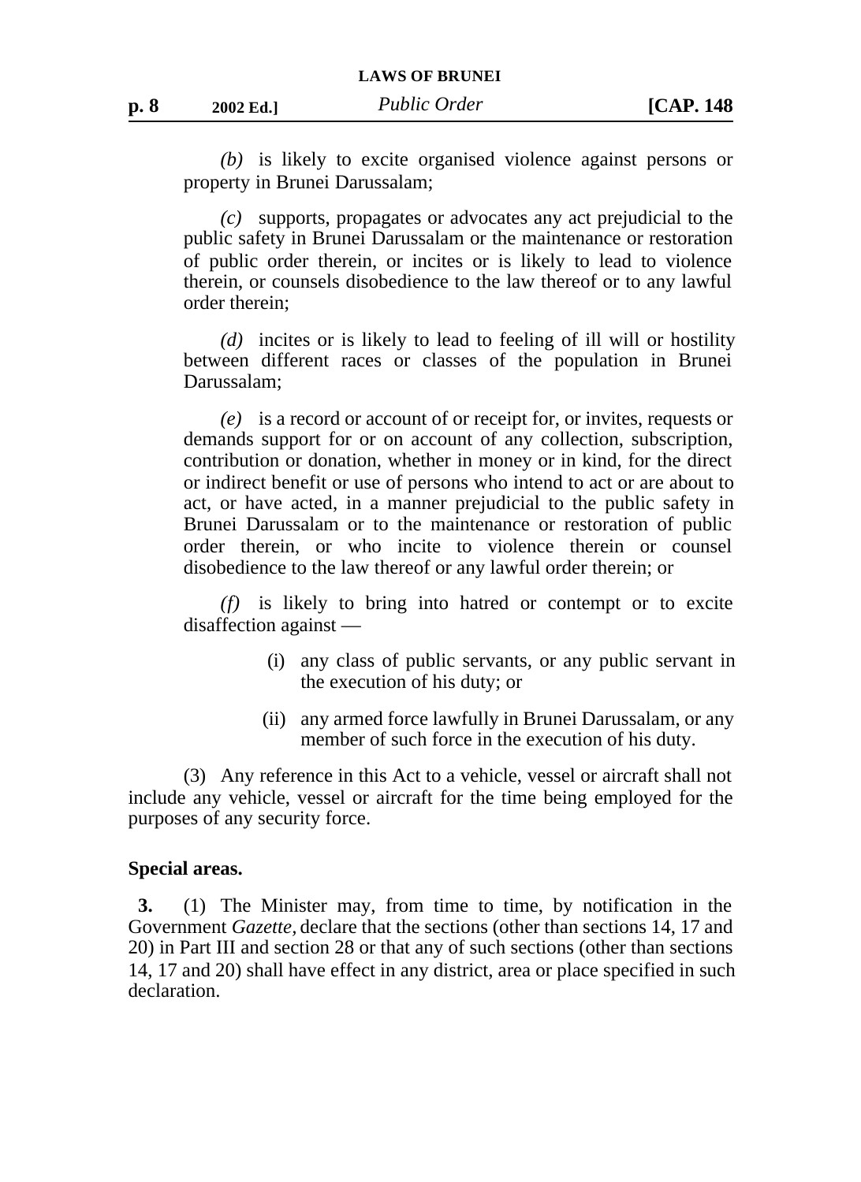*(b)* is likely to excite organised violence against persons or property in Brunei Darussalam;

*(c)* supports, propagates or advocates any act prejudicial to the public safety in Brunei Darussalam or the maintenance or restoration of public order therein, or incites or is likely to lead to violence therein, or counsels disobedience to the law thereof or to any lawful order therein;

*(d)* incites or is likely to lead to feeling of ill will or hostility between different races or classes of the population in Brunei Darussalam;

*(e)* is a record or account of or receipt for, or invites, requests or demands support for or on account of any collection, subscription, contribution or donation, whether in money or in kind, for the direct or indirect benefit or use of persons who intend to act or are about to act, or have acted, in a manner prejudicial to the public safety in Brunei Darussalam or to the maintenance or restoration of public order therein, or who incite to violence therein or counsel disobedience to the law thereof or any lawful order therein; or

*(f)* is likely to bring into hatred or contempt or to excite disaffection against —

(i) any class of public servants, or any public servant in the execution of his duty; or

(ii) any armed force lawfully in Brunei Darussalam, or any member of such force in the execution of his duty.

(3) Any reference in this Act to a vehicle, vessel or aircraft shall not include any vehicle, vessel or aircraft for the time being employed for the purposes of any security force.

**Special areas.**

**3.** (1) The Minister may, from time to time, by notification in the Government *Gazette,* declare that the sections (other than sections 14, 17 and 20) in Part III and section 28 or that any of such sections (other than sections 14, 17 and 20) shall have effect in any district, area or place specified in such declaration.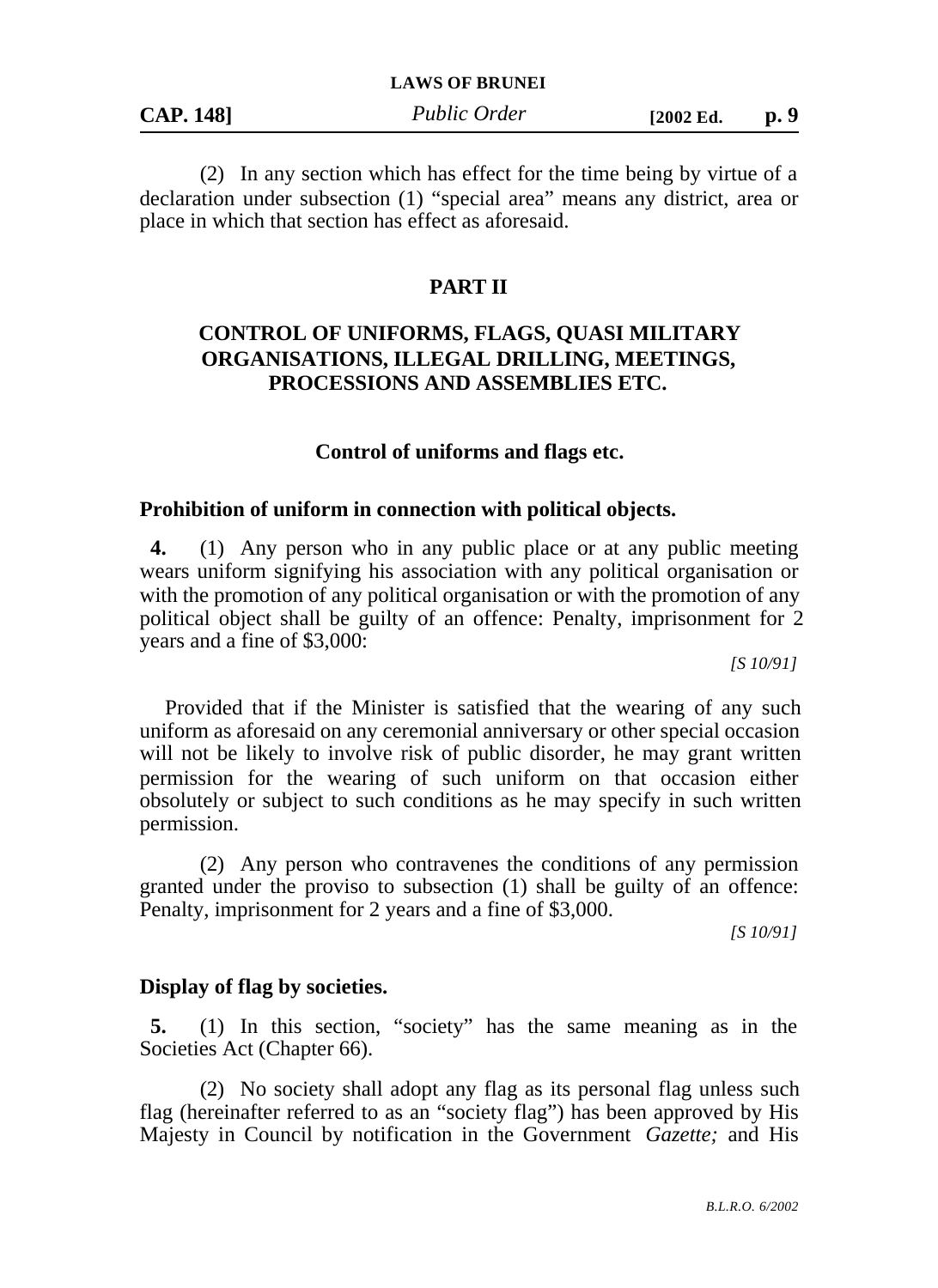(2) In any section which has effect for the time being by virtue of a declaration under subsection (1) "special area" means any district, area or place in which that section has effect as aforesaid.

## PART II

## CONTROL OF UNIFORMS, FLAGS, QUASI MILITARY ORGANISATIONS, ILLEGAL DRILLING, MEETINGS, PROCESSIONS AND ASSEMBLIES ETC.

### Control of uniforms and flags etc.

**Prohibition of uniform in connection with political objects.**

**4.** (1) Any person who in any public place or at any public meeting wears uniform signifying his association with any political organisation or with the promotion of any political organisation or with the promotion of any political object shall be guilty of an offence: Penalty, imprisonment for 2 years and a fine of $3,000:

*[S 10/91]*

Provided that if the Minister is satisfied that the wearing of any such uniform as aforesaid on any ceremonial anniversary or other special occasion will not be likely to involve risk of public disorder, he may grant written permission for the wearing of such uniform on that occasion either obsolutely or subject to such conditions as he may specify in such written permission.

(2) Any person who contravenes the conditions of any permission granted under the proviso to subsection (1) shall be guilty of an offence: Penalty, imprisonment for 2 years and a fine of $3,000.

*[S 10/91]*

**Display of flag by societies.**

**5.** (1) In this section, "society" has the same meaning as in the Societies Act (Chapter 66).

(2) No society shall adopt any flag as its personal flag unless such flag (hereinafter referred to as an "society flag") has been approved by His Majesty in Council by notification in the Government *Gazette;* and His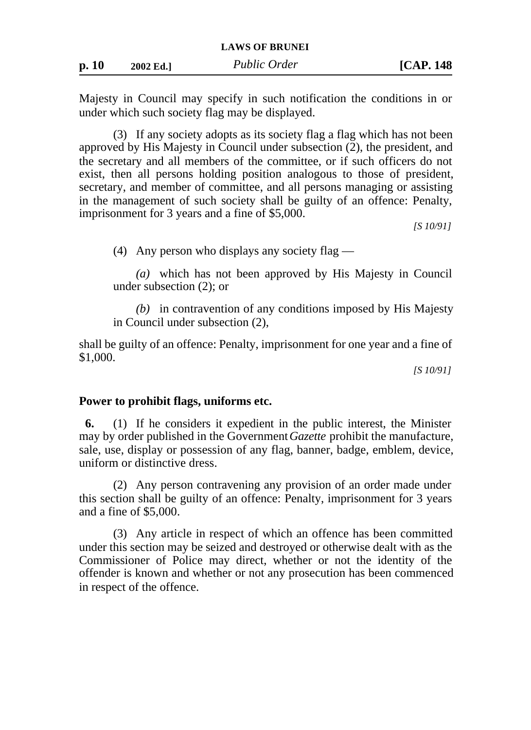Majesty in Council may specify in such notification the conditions in or under which such society flag may be displayed.

(3) If any society adopts as its society flag a flag which has not been approved by His Majesty in Council under subsection (2), the president, and the secretary and all members of the committee, or if such officers do not exist, then all persons holding position analogous to those of president, secretary, and member of committee, and all persons managing or assisting in the management of such society shall be guilty of an offence: Penalty, imprisonment for 3 years and a fine of $5,000.

*[S 10/91]*

(4) Any person who displays any society flag —

*(a)* which has not been approved by His Majesty in Council under subsection (2); or

*(b)* in contravention of any conditions imposed by His Majesty in Council under subsection (2),

shall be guilty of an offence: Penalty, imprisonment for one year and a fine of $1,000.

*[S 10/91]*

**Power to prohibit flags, uniforms etc.**

**6.** (1) If he considers it expedient in the public interest, the Minister may by order published in the Government *Gazette* prohibit the manufacture, sale, use, display or possession of any flag, banner, badge, emblem, device, uniform or distinctive dress.

(2) Any person contravening any provision of an order made under this section shall be guilty of an offence: Penalty, imprisonment for 3 years and a fine of $5,000.

(3) Any article in respect of which an offence has been committed under this section may be seized and destroyed or otherwise dealt with as the Commissioner of Police may direct, whether or not the identity of the offender is known and whether or not any prosecution has been commenced in respect of the offence.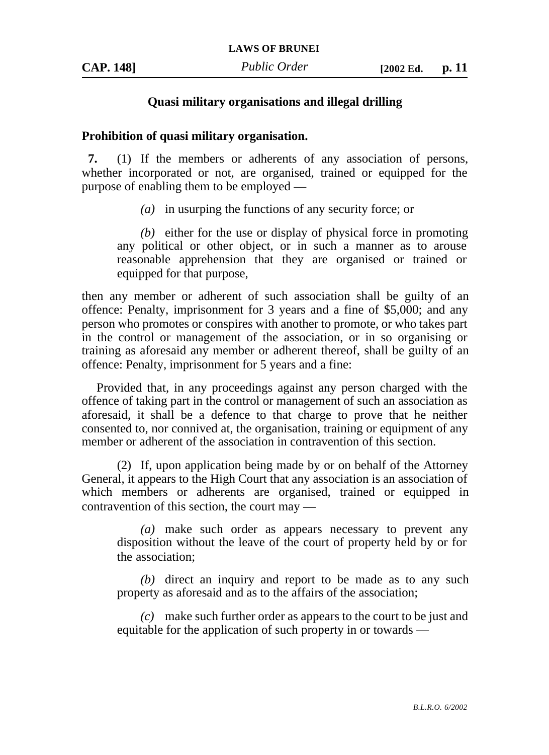## Quasi military organisations and illegal drilling

**Prohibition of quasi military organisation.**

**7.** (1) If the members or adherents of any association of persons, whether incorporated or not, are organised, trained or equipped for the purpose of enabling them to be employed —

*(a)* in usurping the functions of any security force; or

*(b)* either for the use or display of physical force in promoting any political or other object, or in such a manner as to arouse reasonable apprehension that they are organised or trained or equipped for that purpose,

then any member or adherent of such association shall be guilty of an offence: Penalty, imprisonment for 3 years and a fine of $5,000; and any person who promotes or conspires with another to promote, or who takes part in the control or management of the association, or in so organising or training as aforesaid any member or adherent thereof, shall be guilty of an offence: Penalty, imprisonment for 5 years and a fine:

Provided that, in any proceedings against any person charged with the offence of taking part in the control or management of such an association as aforesaid, it shall be a defence to that charge to prove that he neither consented to, nor connived at, the organisation, training or equipment of any member or adherent of the association in contravention of this section.

(2) If, upon application being made by or on behalf of the Attorney General, it appears to the High Court that any association is an association of which members or adherents are organised, trained or equipped in contravention of this section, the court may —

*(a)* make such order as appears necessary to prevent any disposition without the leave of the court of property held by or for the association;

*(b)* direct an inquiry and report to be made as to any such property as aforesaid and as to the affairs of the association;

*(c)* make such further order as appears to the court to be just and equitable for the application of such property in or towards —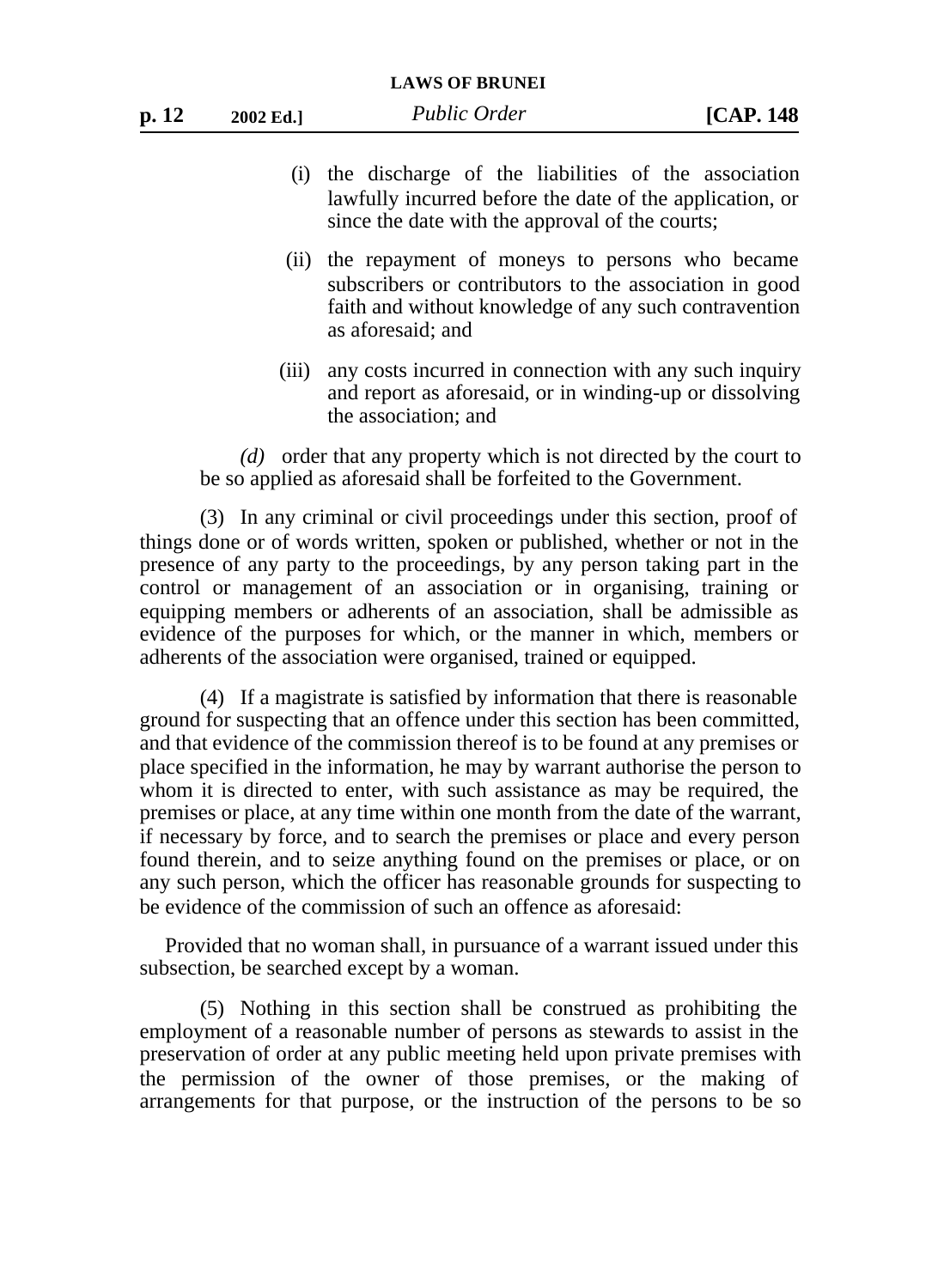(i) the discharge of the liabilities of the association lawfully incurred before the date of the application, or since the date with the approval of the courts;

(ii) the repayment of moneys to persons who became subscribers or contributors to the association in good faith and without knowledge of any such contravention as aforesaid; and

(iii) any costs incurred in connection with any such inquiry and report as aforesaid, or in winding-up or dissolving the association; and

*(d)* order that any property which is not directed by the court to be so applied as aforesaid shall be forfeited to the Government.

(3) In any criminal or civil proceedings under this section, proof of things done or of words written, spoken or published, whether or not in the presence of any party to the proceedings, by any person taking part in the control or management of an association or in organising, training or equipping members or adherents of an association, shall be admissible as evidence of the purposes for which, or the manner in which, members or adherents of the association were organised, trained or equipped.

(4) If a magistrate is satisfied by information that there is reasonable ground for suspecting that an offence under this section has been committed, and that evidence of the commission thereof is to be found at any premises or place specified in the information, he may by warrant authorise the person to whom it is directed to enter, with such assistance as may be required, the premises or place, at any time within one month from the date of the warrant, if necessary by force, and to search the premises or place and every person found therein, and to seize anything found on the premises or place, or on any such person, which the officer has reasonable grounds for suspecting to be evidence of the commission of such an offence as aforesaid:

Provided that no woman shall, in pursuance of a warrant issued under this subsection, be searched except by a woman.

(5) Nothing in this section shall be construed as prohibiting the employment of a reasonable number of persons as stewards to assist in the preservation of order at any public meeting held upon private premises with the permission of the owner of those premises, or the making of arrangements for that purpose, or the instruction of the persons to be so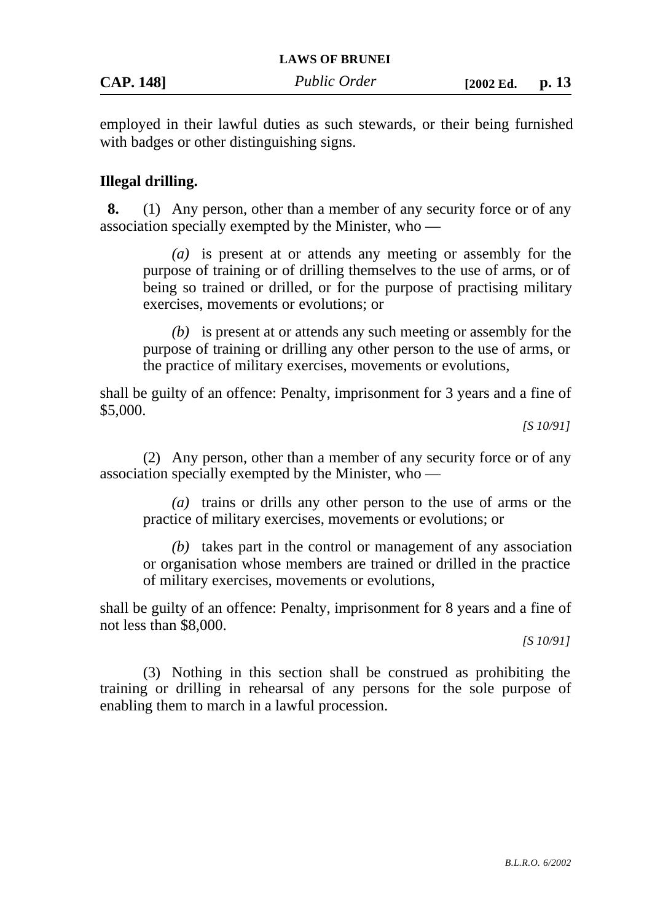employed in their lawful duties as such stewards, or their being furnished with badges or other distinguishing signs.

### Illegal drilling.

**8.** (1) Any person, other than a member of any security force or of any association specially exempted by the Minister, who —

> *(a)* is present at or attends any meeting or assembly for the purpose of training or of drilling themselves to the use of arms, or of being so trained or drilled, or for the purpose of practising military exercises, movements or evolutions; or
>
> *(b)* is present at or attends any such meeting or assembly for the purpose of training or drilling any other person to the use of arms, or the practice of military exercises, movements or evolutions,

shall be guilty of an offence: Penalty, imprisonment for 3 years and a fine of $5,000.

*[S 10/91]*

(2) Any person, other than a member of any security force or of any association specially exempted by the Minister, who —

> *(a)* trains or drills any other person to the use of arms or the practice of military exercises, movements or evolutions; or
>
> *(b)* takes part in the control or management of any association or organisation whose members are trained or drilled in the practice of military exercises, movements or evolutions,

shall be guilty of an offence: Penalty, imprisonment for 8 years and a fine of not less than $8,000.

*[S 10/91]*

(3) Nothing in this section shall be construed as prohibiting the training or drilling in rehearsal of any persons for the sole purpose of enabling them to march in a lawful procession.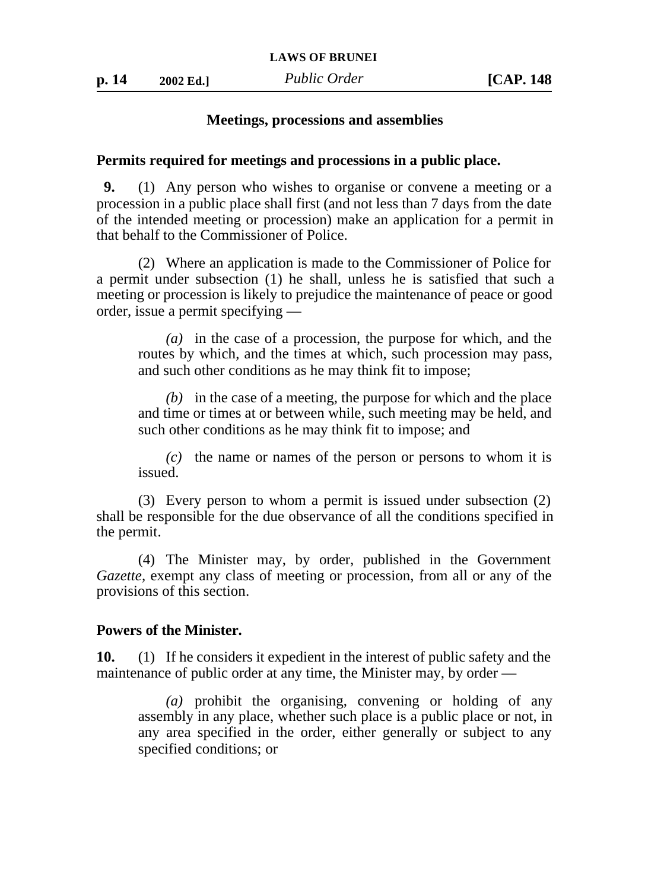### Meetings, processions and assemblies

**Permits required for meetings and processions in a public place.**

**9.** (1) Any person who wishes to organise or convene a meeting or a procession in a public place shall first (and not less than 7 days from the date of the intended meeting or procession) make an application for a permit in that behalf to the Commissioner of Police.

(2) Where an application is made to the Commissioner of Police for a permit under subsection (1) he shall, unless he is satisfied that such a meeting or procession is likely to prejudice the maintenance of peace or good order, issue a permit specifying —

*(a)* in the case of a procession, the purpose for which, and the routes by which, and the times at which, such procession may pass, and such other conditions as he may think fit to impose;

*(b)* in the case of a meeting, the purpose for which and the place and time or times at or between while, such meeting may be held, and such other conditions as he may think fit to impose; and

*(c)* the name or names of the person or persons to whom it is issued.

(3) Every person to whom a permit is issued under subsection (2) shall be responsible for the due observance of all the conditions specified in the permit.

(4) The Minister may, by order, published in the Government *Gazette*, exempt any class of meeting or procession, from all or any of the provisions of this section.

**Powers of the Minister.**

**10.** (1) If he considers it expedient in the interest of public safety and the maintenance of public order at any time, the Minister may, by order —

*(a)* prohibit the organising, convening or holding of any assembly in any place, whether such place is a public place or not, in any area specified in the order, either generally or subject to any specified conditions; or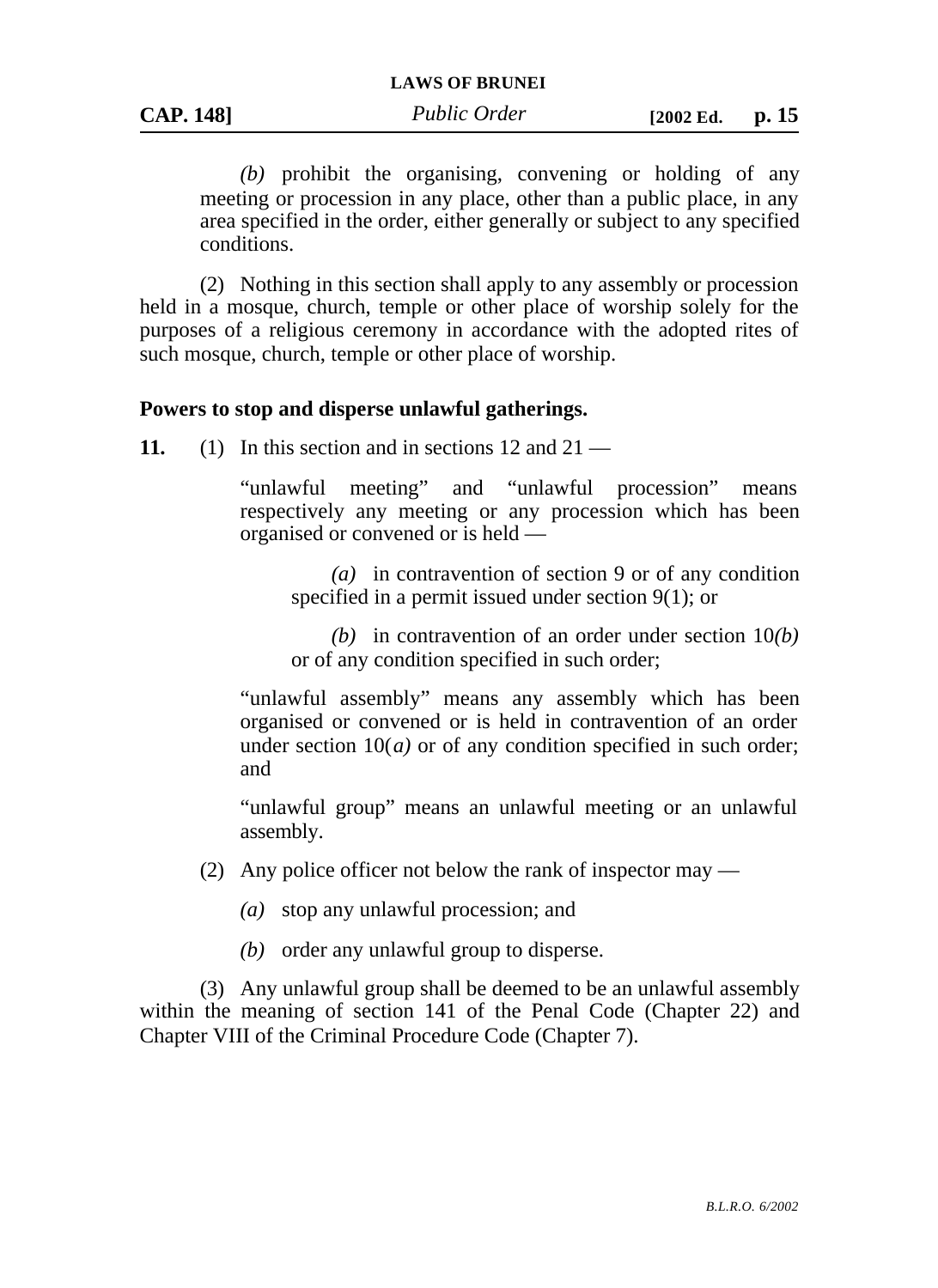*(b)* prohibit the organising, convening or holding of any meeting or procession in any place, other than a public place, in any area specified in the order, either generally or subject to any specified conditions.

(2) Nothing in this section shall apply to any assembly or procession held in a mosque, church, temple or other place of worship solely for the purposes of a religious ceremony in accordance with the adopted rites of such mosque, church, temple or other place of worship.

**Powers to stop and disperse unlawful gatherings.**

**11.** (1) In this section and in sections 12 and 21 —

"unlawful meeting" and "unlawful procession" means respectively any meeting or any procession which has been organised or convened or is held —

*(a)* in contravention of section 9 or of any condition specified in a permit issued under section 9(1); or

*(b)* in contravention of an order under section 10*(b)* or of any condition specified in such order;

"unlawful assembly" means any assembly which has been organised or convened or is held in contravention of an order under section 10(*a)* or of any condition specified in such order; and

"unlawful group" means an unlawful meeting or an unlawful assembly.

(2) Any police officer not below the rank of inspector may —

*(a)* stop any unlawful procession; and

*(b)* order any unlawful group to disperse.

(3) Any unlawful group shall be deemed to be an unlawful assembly within the meaning of section 141 of the Penal Code (Chapter 22) and Chapter VIII of the Criminal Procedure Code (Chapter 7).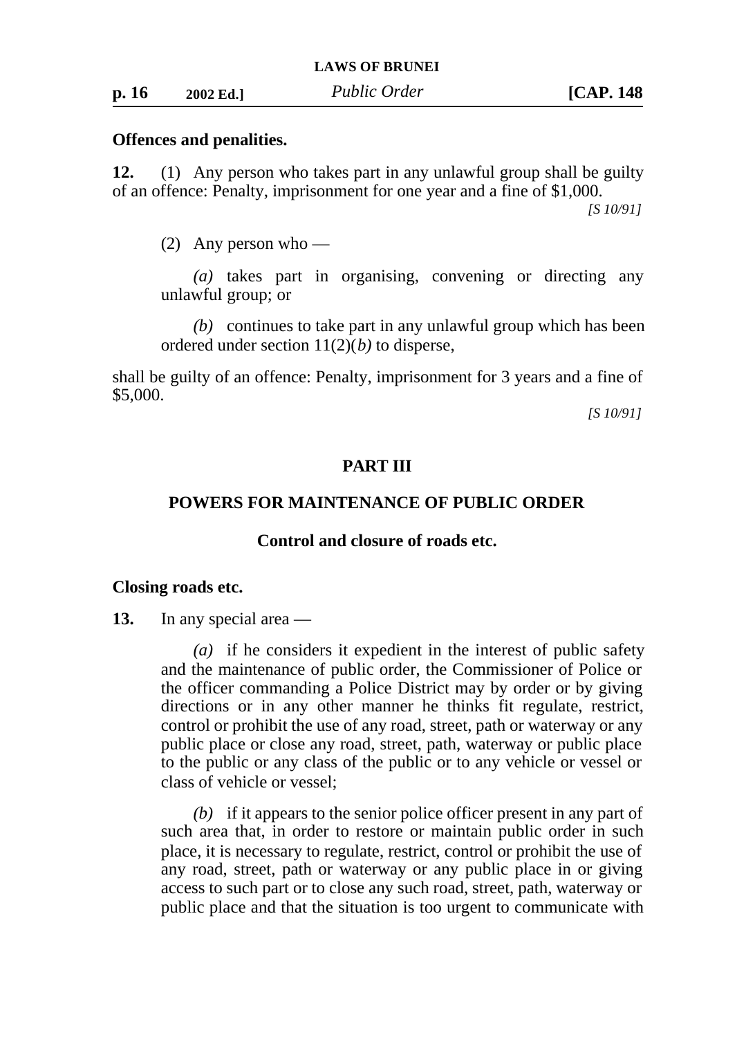**Offences and penalities.**

**12.** (1) Any person who takes part in any unlawful group shall be guilty of an offence: Penalty, imprisonment for one year and a fine of $1,000.

*[S 10/91]*

(2) Any person who —

*(a)* takes part in organising, convening or directing any unlawful group; or

*(b)* continues to take part in any unlawful group which has been ordered under section 11(2)*(b)* to disperse,

shall be guilty of an offence: Penalty, imprisonment for 3 years and a fine of $5,000.

*[S 10/91]*

## PART III

## POWERS FOR MAINTENANCE OF PUBLIC ORDER

### Control and closure of roads etc.

**Closing roads etc.**

**13.** In any special area —

*(a)* if he considers it expedient in the interest of public safety and the maintenance of public order, the Commissioner of Police or the officer commanding a Police District may by order or by giving directions or in any other manner he thinks fit regulate, restrict, control or prohibit the use of any road, street, path or waterway or any public place or close any road, street, path, waterway or public place to the public or any class of the public or to any vehicle or vessel or class of vehicle or vessel;

*(b)* if it appears to the senior police officer present in any part of such area that, in order to restore or maintain public order in such place, it is necessary to regulate, restrict, control or prohibit the use of any road, street, path or waterway or any public place in or giving access to such part or to close any such road, street, path, waterway or public place and that the situation is too urgent to communicate with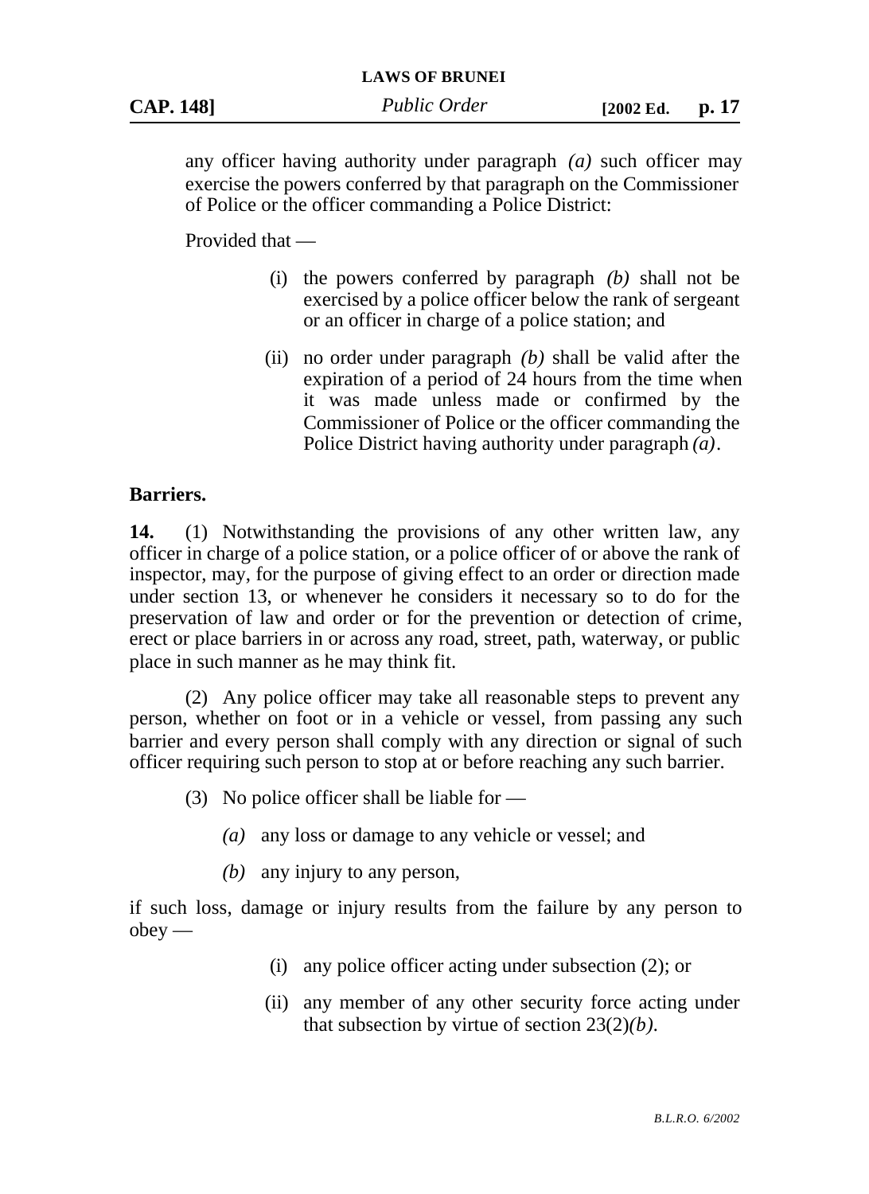any officer having authority under paragraph *(a)* such officer may exercise the powers conferred by that paragraph on the Commissioner of Police or the officer commanding a Police District:

Provided that —

(i) the powers conferred by paragraph *(b)* shall not be exercised by a police officer below the rank of sergeant or an officer in charge of a police station; and

(ii) no order under paragraph *(b)* shall be valid after the expiration of a period of 24 hours from the time when it was made unless made or confirmed by the Commissioner of Police or the officer commanding the Police District having authority under paragraph *(a)*.

**Barriers.**

**14.** (1) Notwithstanding the provisions of any other written law, any officer in charge of a police station, or a police officer of or above the rank of inspector, may, for the purpose of giving effect to an order or direction made under section 13, or whenever he considers it necessary so to do for the preservation of law and order or for the prevention or detection of crime, erect or place barriers in or across any road, street, path, waterway, or public place in such manner as he may think fit.

(2) Any police officer may take all reasonable steps to prevent any person, whether on foot or in a vehicle or vessel, from passing any such barrier and every person shall comply with any direction or signal of such officer requiring such person to stop at or before reaching any such barrier.

(3) No police officer shall be liable for —

*(a)* any loss or damage to any vehicle or vessel; and

*(b)* any injury to any person,

if such loss, damage or injury results from the failure by any person to obey —

(i) any police officer acting under subsection (2); or

(ii) any member of any other security force acting under that subsection by virtue of section 23(2)*(b)*.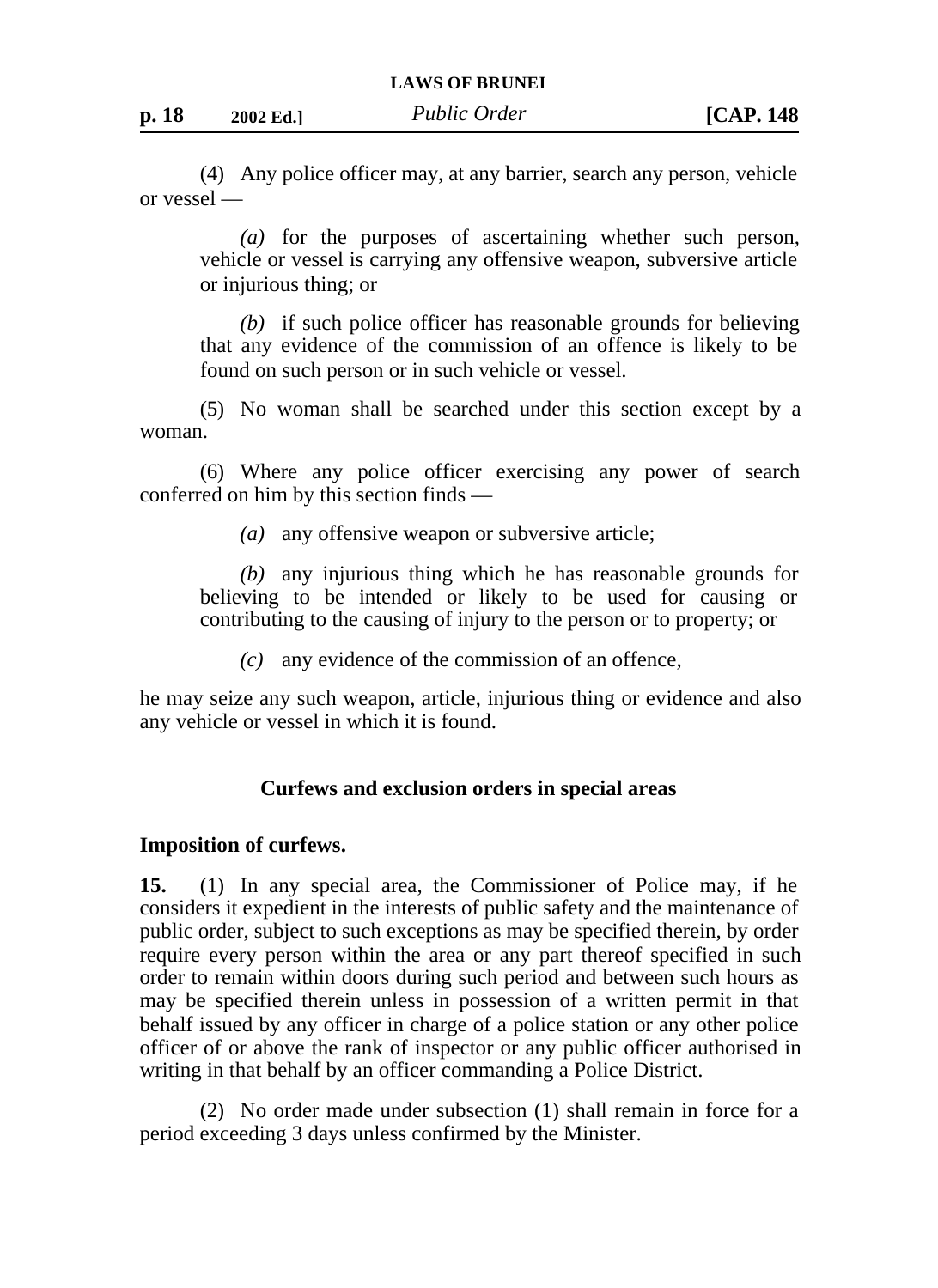(4) Any police officer may, at any barrier, search any person, vehicle or vessel —

*(a)* for the purposes of ascertaining whether such person, vehicle or vessel is carrying any offensive weapon, subversive article or injurious thing; or

*(b)* if such police officer has reasonable grounds for believing that any evidence of the commission of an offence is likely to be found on such person or in such vehicle or vessel.

(5) No woman shall be searched under this section except by a woman.

(6) Where any police officer exercising any power of search conferred on him by this section finds —

*(a)* any offensive weapon or subversive article;

*(b)* any injurious thing which he has reasonable grounds for believing to be intended or likely to be used for causing or contributing to the causing of injury to the person or to property; or

*(c)* any evidence of the commission of an offence,

he may seize any such weapon, article, injurious thing or evidence and also any vehicle or vessel in which it is found.

## Curfews and exclusion orders in special areas

### Imposition of curfews.

**15.** (1) In any special area, the Commissioner of Police may, if he considers it expedient in the interests of public safety and the maintenance of public order, subject to such exceptions as may be specified therein, by order require every person within the area or any part thereof specified in such order to remain within doors during such period and between such hours as may be specified therein unless in possession of a written permit in that behalf issued by any officer in charge of a police station or any other police officer of or above the rank of inspector or any public officer authorised in writing in that behalf by an officer commanding a Police District.

(2) No order made under subsection (1) shall remain in force for a period exceeding 3 days unless confirmed by the Minister.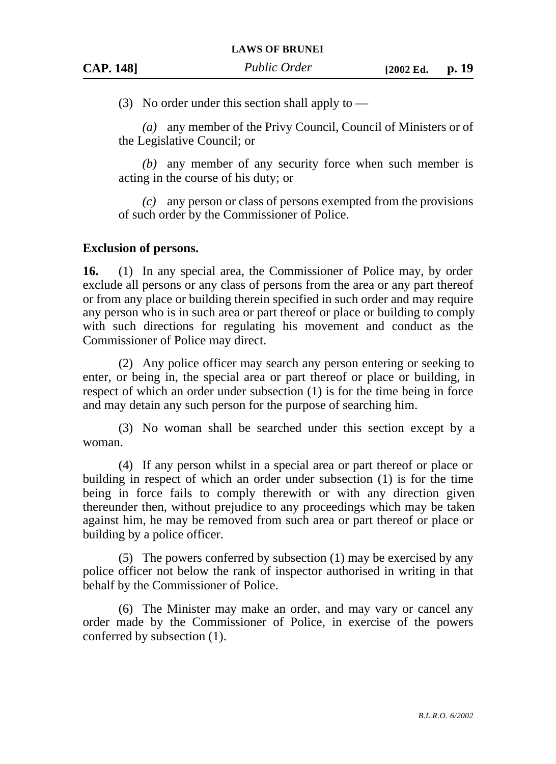(3) No order under this section shall apply to —

*(a)* any member of the Privy Council, Council of Ministers or of the Legislative Council; or

*(b)* any member of any security force when such member is acting in the course of his duty; or

*(c)* any person or class of persons exempted from the provisions of such order by the Commissioner of Police.

**Exclusion of persons.**

**16.** (1) In any special area, the Commissioner of Police may, by order exclude all persons or any class of persons from the area or any part thereof or from any place or building therein specified in such order and may require any person who is in such area or part thereof or place or building to comply with such directions for regulating his movement and conduct as the Commissioner of Police may direct.

(2) Any police officer may search any person entering or seeking to enter, or being in, the special area or part thereof or place or building, in respect of which an order under subsection (1) is for the time being in force and may detain any such person for the purpose of searching him.

(3) No woman shall be searched under this section except by a woman.

(4) If any person whilst in a special area or part thereof or place or building in respect of which an order under subsection (1) is for the time being in force fails to comply therewith or with any direction given thereunder then, without prejudice to any proceedings which may be taken against him, he may be removed from such area or part thereof or place or building by a police officer.

(5) The powers conferred by subsection (1) may be exercised by any police officer not below the rank of inspector authorised in writing in that behalf by the Commissioner of Police.

(6) The Minister may make an order, and may vary or cancel any order made by the Commissioner of Police, in exercise of the powers conferred by subsection (1).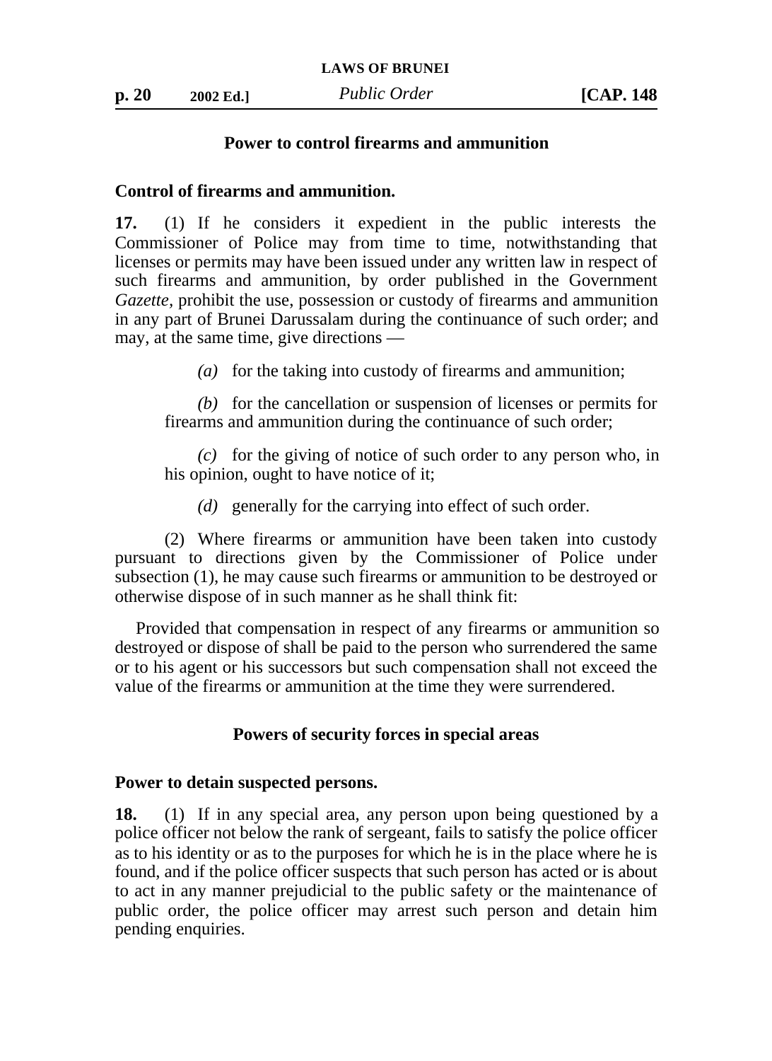## Power to control firearms and ammunition

**Control of firearms and ammunition.**

**17.** (1) If he considers it expedient in the public interests the Commissioner of Police may from time to time, notwithstanding that licenses or permits may have been issued under any written law in respect of such firearms and ammunition, by order published in the Government *Gazette*, prohibit the use, possession or custody of firearms and ammunition in any part of Brunei Darussalam during the continuance of such order; and may, at the same time, give directions —

*(a)* for the taking into custody of firearms and ammunition;

*(b)* for the cancellation or suspension of licenses or permits for firearms and ammunition during the continuance of such order;

*(c)* for the giving of notice of such order to any person who, in his opinion, ought to have notice of it;

*(d)* generally for the carrying into effect of such order.

(2) Where firearms or ammunition have been taken into custody pursuant to directions given by the Commissioner of Police under subsection (1), he may cause such firearms or ammunition to be destroyed or otherwise dispose of in such manner as he shall think fit:

Provided that compensation in respect of any firearms or ammunition so destroyed or dispose of shall be paid to the person who surrendered the same or to his agent or his successors but such compensation shall not exceed the value of the firearms or ammunition at the time they were surrendered.

## Powers of security forces in special areas

**Power to detain suspected persons.**

**18.** (1) If in any special area, any person upon being questioned by a police officer not below the rank of sergeant, fails to satisfy the police officer as to his identity or as to the purposes for which he is in the place where he is found, and if the police officer suspects that such person has acted or is about to act in any manner prejudicial to the public safety or the maintenance of public order, the police officer may arrest such person and detain him pending enquiries.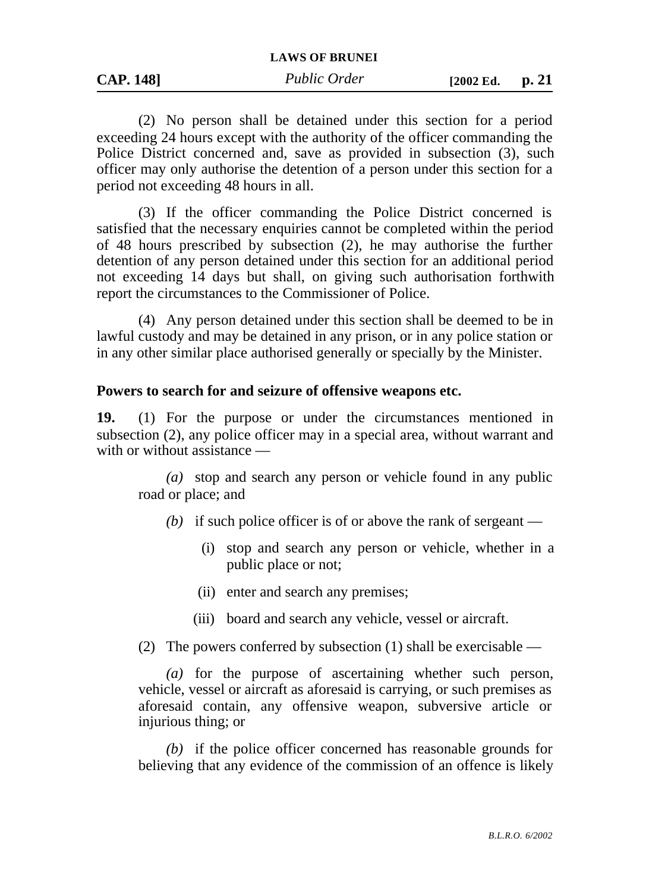(2) No person shall be detained under this section for a period exceeding 24 hours except with the authority of the officer commanding the Police District concerned and, save as provided in subsection (3), such officer may only authorise the detention of a person under this section for a period not exceeding 48 hours in all.

(3) If the officer commanding the Police District concerned is satisfied that the necessary enquiries cannot be completed within the period of 48 hours prescribed by subsection (2), he may authorise the further detention of any person detained under this section for an additional period not exceeding 14 days but shall, on giving such authorisation forthwith report the circumstances to the Commissioner of Police.

(4) Any person detained under this section shall be deemed to be in lawful custody and may be detained in any prison, or in any police station or in any other similar place authorised generally or specially by the Minister.

**Powers to search for and seizure of offensive weapons etc.**

**19.** (1) For the purpose or under the circumstances mentioned in subsection (2), any police officer may in a special area, without warrant and with or without assistance —

*(a)* stop and search any person or vehicle found in any public road or place; and

*(b)* if such police officer is of or above the rank of sergeant —

(i) stop and search any person or vehicle, whether in a public place or not;

(ii) enter and search any premises;

(iii) board and search any vehicle, vessel or aircraft.

(2) The powers conferred by subsection (1) shall be exercisable —

*(a)* for the purpose of ascertaining whether such person, vehicle, vessel or aircraft as aforesaid is carrying, or such premises as aforesaid contain, any offensive weapon, subversive article or injurious thing; or

*(b)* if the police officer concerned has reasonable grounds for believing that any evidence of the commission of an offence is likely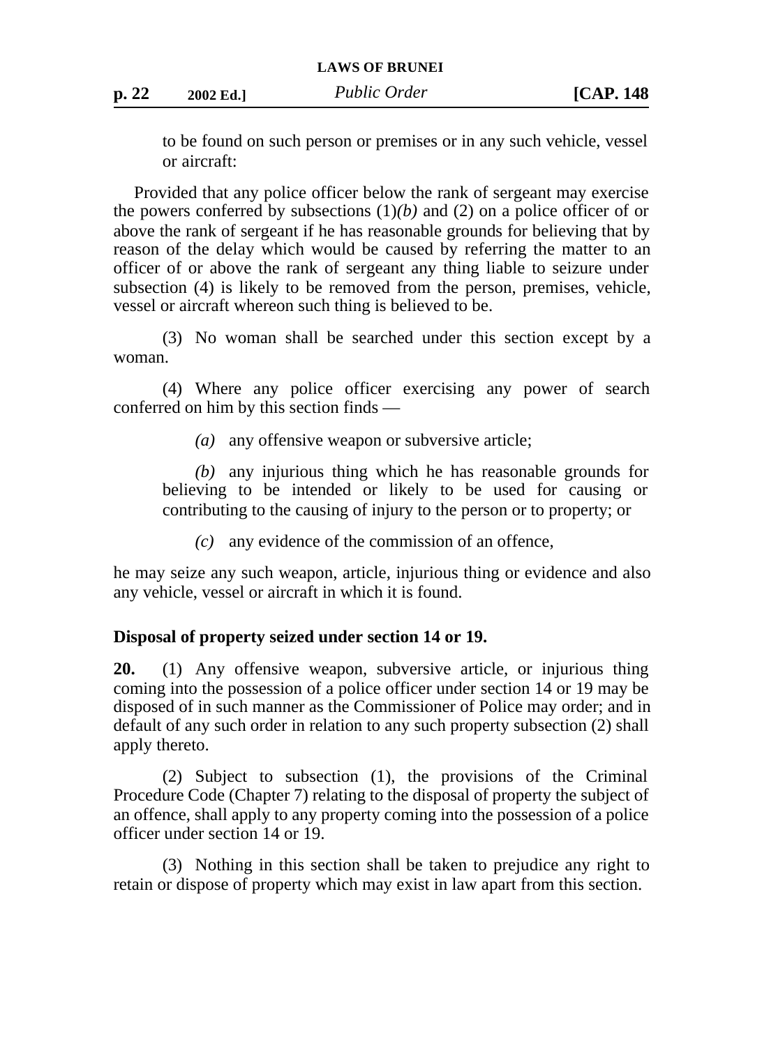to be found on such person or premises or in any such vehicle, vessel or aircraft:

Provided that any police officer below the rank of sergeant may exercise the powers conferred by subsections (1)*(b)* and (2) on a police officer of or above the rank of sergeant if he has reasonable grounds for believing that by reason of the delay which would be caused by referring the matter to an officer of or above the rank of sergeant any thing liable to seizure under subsection (4) is likely to be removed from the person, premises, vehicle, vessel or aircraft whereon such thing is believed to be.

(3) No woman shall be searched under this section except by a woman.

(4) Where any police officer exercising any power of search conferred on him by this section finds —

*(a)* any offensive weapon or subversive article;

*(b)* any injurious thing which he has reasonable grounds for believing to be intended or likely to be used for causing or contributing to the causing of injury to the person or to property; or

*(c)* any evidence of the commission of an offence,

he may seize any such weapon, article, injurious thing or evidence and also any vehicle, vessel or aircraft in which it is found.

**Disposal of property seized under section 14 or 19.**

**20.** (1) Any offensive weapon, subversive article, or injurious thing coming into the possession of a police officer under section 14 or 19 may be disposed of in such manner as the Commissioner of Police may order; and in default of any such order in relation to any such property subsection (2) shall apply thereto.

(2) Subject to subsection (1), the provisions of the Criminal Procedure Code (Chapter 7) relating to the disposal of property the subject of an offence, shall apply to any property coming into the possession of a police officer under section 14 or 19.

(3) Nothing in this section shall be taken to prejudice any right to retain or dispose of property which may exist in law apart from this section.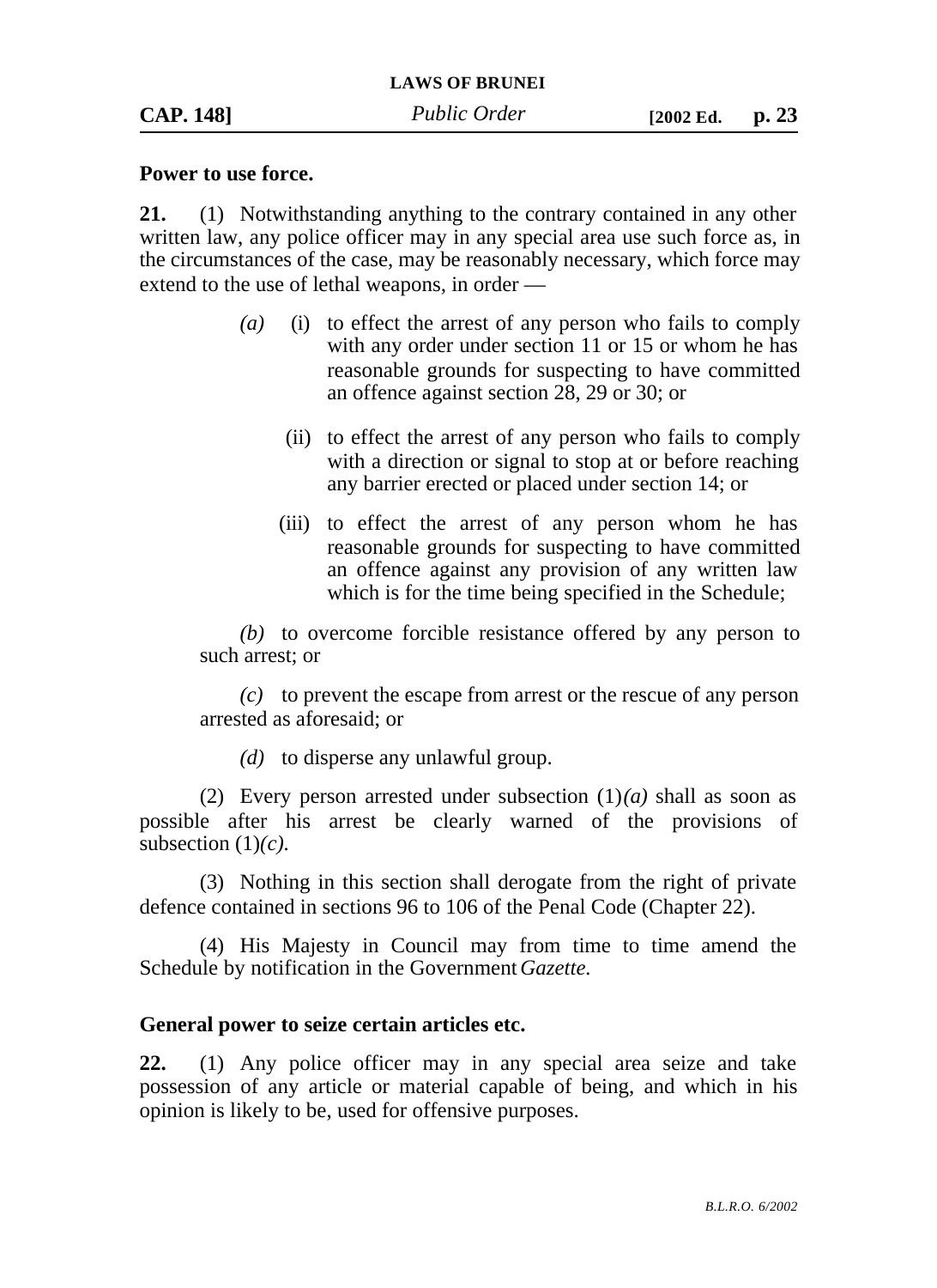**Power to use force.**

**21.** (1) Notwithstanding anything to the contrary contained in any other written law, any police officer may in any special area use such force as, in the circumstances of the case, may be reasonably necessary, which force may extend to the use of lethal weapons, in order —

*(a)* (i) to effect the arrest of any person who fails to comply with any order under section 11 or 15 or whom he has reasonable grounds for suspecting to have committed an offence against section 28, 29 or 30; or

(ii) to effect the arrest of any person who fails to comply with a direction or signal to stop at or before reaching any barrier erected or placed under section 14; or

(iii) to effect the arrest of any person whom he has reasonable grounds for suspecting to have committed an offence against any provision of any written law which is for the time being specified in the Schedule;

*(b)* to overcome forcible resistance offered by any person to such arrest; or

*(c)* to prevent the escape from arrest or the rescue of any person arrested as aforesaid; or

*(d)* to disperse any unlawful group.

(2) Every person arrested under subsection (1)*(a)* shall as soon as possible after his arrest be clearly warned of the provisions of subsection (1)*(c)*.

(3) Nothing in this section shall derogate from the right of private defence contained in sections 96 to 106 of the Penal Code (Chapter 22).

(4) His Majesty in Council may from time to time amend the Schedule by notification in the Government *Gazette*.

**General power to seize certain articles etc.**

**22.** (1) Any police officer may in any special area seize and take possession of any article or material capable of being, and which in his opinion is likely to be, used for offensive purposes.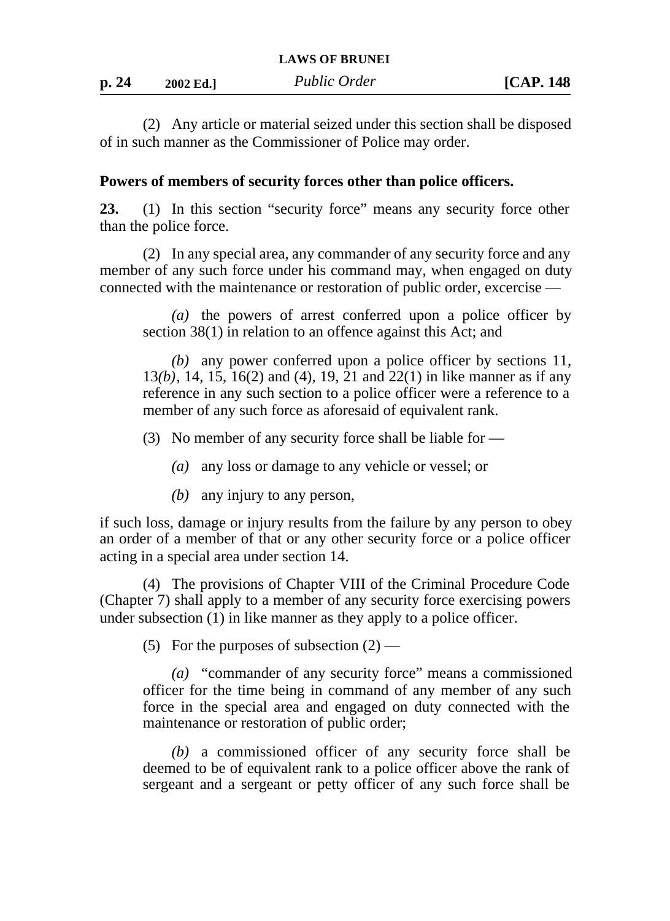(2) Any article or material seized under this section shall be disposed of in such manner as the Commissioner of Police may order.

**Powers of members of security forces other than police officers.**

**23.** (1) In this section "security force" means any security force other than the police force.

(2) In any special area, any commander of any security force and any member of any such force under his command may, when engaged on duty connected with the maintenance or restoration of public order, excercise —

*(a)* the powers of arrest conferred upon a police officer by section 38(1) in relation to an offence against this Act; and

*(b)* any power conferred upon a police officer by sections 11, 13*(b)*, 14, 15, 16(2) and (4), 19, 21 and 22(1) in like manner as if any reference in any such section to a police officer were a reference to a member of any such force as aforesaid of equivalent rank.

(3) No member of any security force shall be liable for —

*(a)* any loss or damage to any vehicle or vessel; or

*(b)* any injury to any person,

if such loss, damage or injury results from the failure by any person to obey an order of a member of that or any other security force or a police officer acting in a special area under section 14.

(4) The provisions of Chapter VIII of the Criminal Procedure Code (Chapter 7) shall apply to a member of any security force exercising powers under subsection (1) in like manner as they apply to a police officer.

(5) For the purposes of subsection (2) —

*(a)* "commander of any security force" means a commissioned officer for the time being in command of any member of any such force in the special area and engaged on duty connected with the maintenance or restoration of public order;

*(b)* a commissioned officer of any security force shall be deemed to be of equivalent rank to a police officer above the rank of sergeant and a sergeant or petty officer of any such force shall be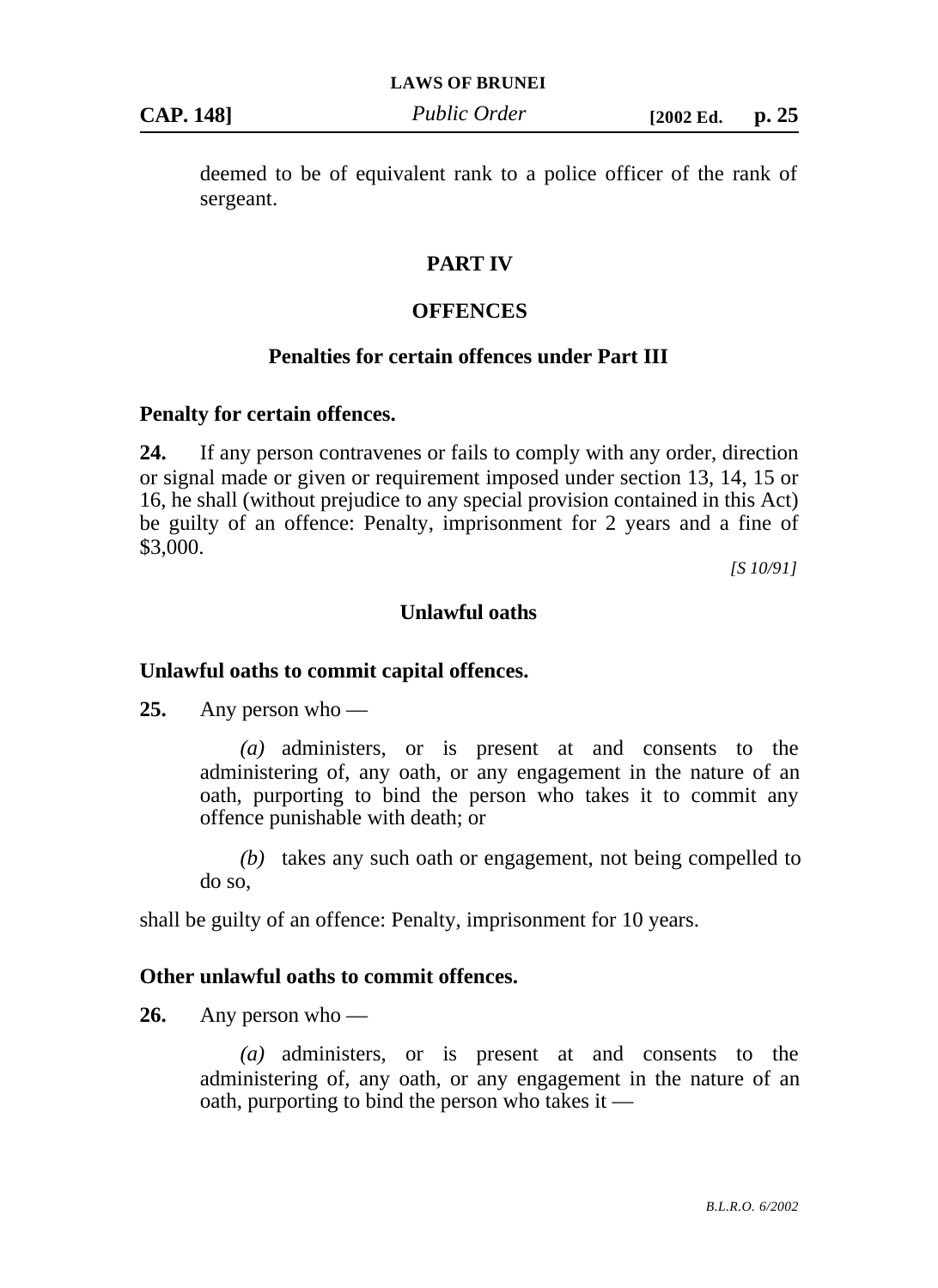deemed to be of equivalent rank to a police officer of the rank of sergeant.

## PART IV

## OFFENCES

### Penalties for certain offences under Part III

**Penalty for certain offences.**

**24.** If any person contravenes or fails to comply with any order, direction or signal made or given or requirement imposed under section 13, 14, 15 or 16, he shall (without prejudice to any special provision contained in this Act) be guilty of an offence: Penalty, imprisonment for 2 years and a fine of $3,000.

*[S 10/91]*

### Unlawful oaths

**Unlawful oaths to commit capital offences.**

**25.** Any person who —

*(a)* administers, or is present at and consents to the administering of, any oath, or any engagement in the nature of an oath, purporting to bind the person who takes it to commit any offence punishable with death; or

*(b)* takes any such oath or engagement, not being compelled to do so,

shall be guilty of an offence: Penalty, imprisonment for 10 years.

**Other unlawful oaths to commit offences.**

**26.** Any person who —

*(a)* administers, or is present at and consents to the administering of, any oath, or any engagement in the nature of an oath, purporting to bind the person who takes it —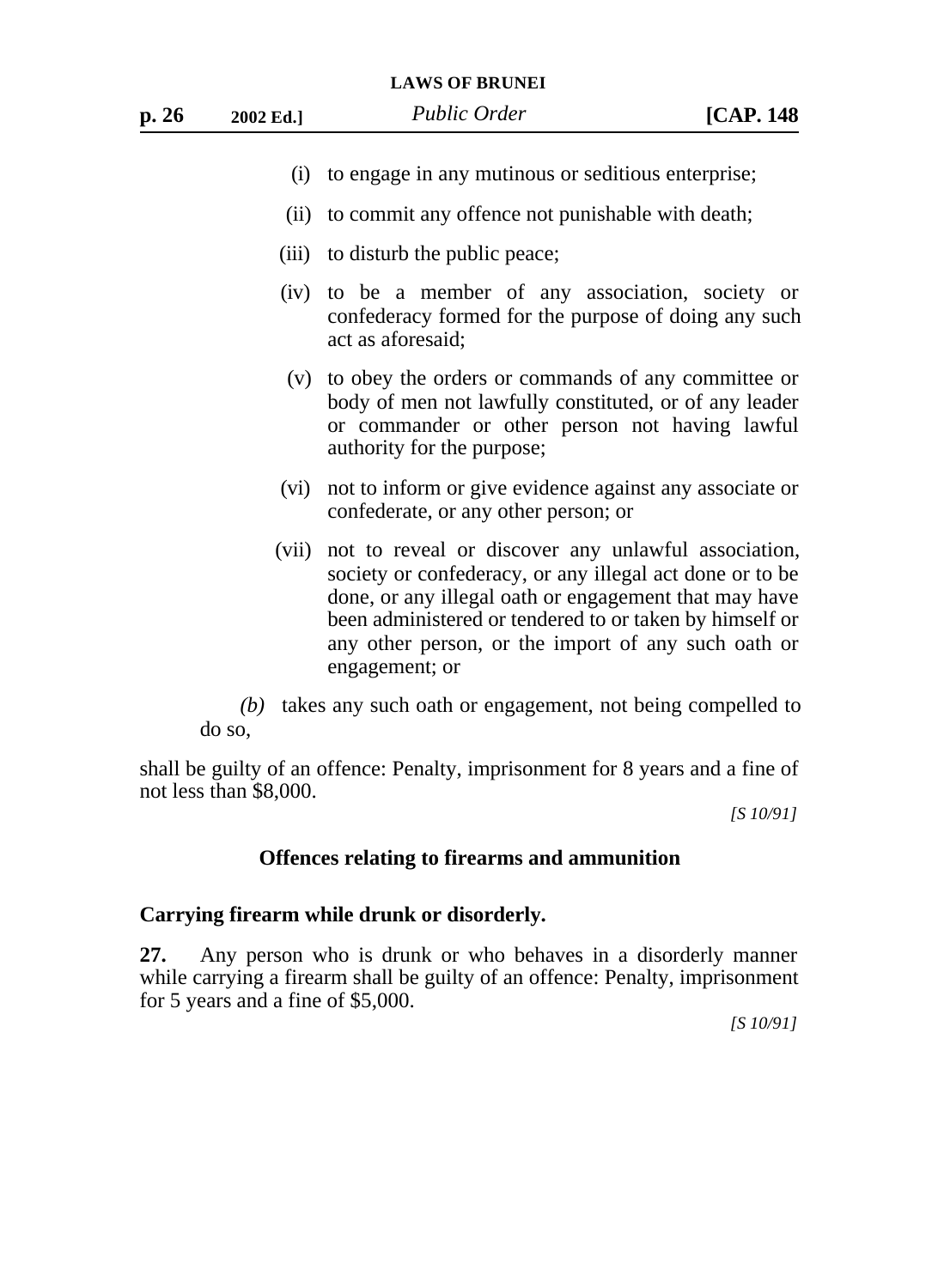(i) to engage in any mutinous or seditious enterprise;

(ii) to commit any offence not punishable with death;

(iii) to disturb the public peace;

(iv) to be a member of any association, society or confederacy formed for the purpose of doing any such act as aforesaid;

(v) to obey the orders or commands of any committee or body of men not lawfully constituted, or of any leader or commander or other person not having lawful authority for the purpose;

(vi) not to inform or give evidence against any associate or confederate, or any other person; or

(vii) not to reveal or discover any unlawful association, society or confederacy, or any illegal act done or to be done, or any illegal oath or engagement that may have been administered or tendered to or taken by himself or any other person, or the import of any such oath or engagement; or

*(b)* takes any such oath or engagement, not being compelled to do so,

shall be guilty of an offence: Penalty, imprisonment for 8 years and a fine of not less than $8,000.

*[S 10/91]*

## Offences relating to firearms and ammunition

### Carrying firearm while drunk or disorderly.

**27.** Any person who is drunk or who behaves in a disorderly manner while carrying a firearm shall be guilty of an offence: Penalty, imprisonment for 5 years and a fine of $5,000.

*[S 10/91]*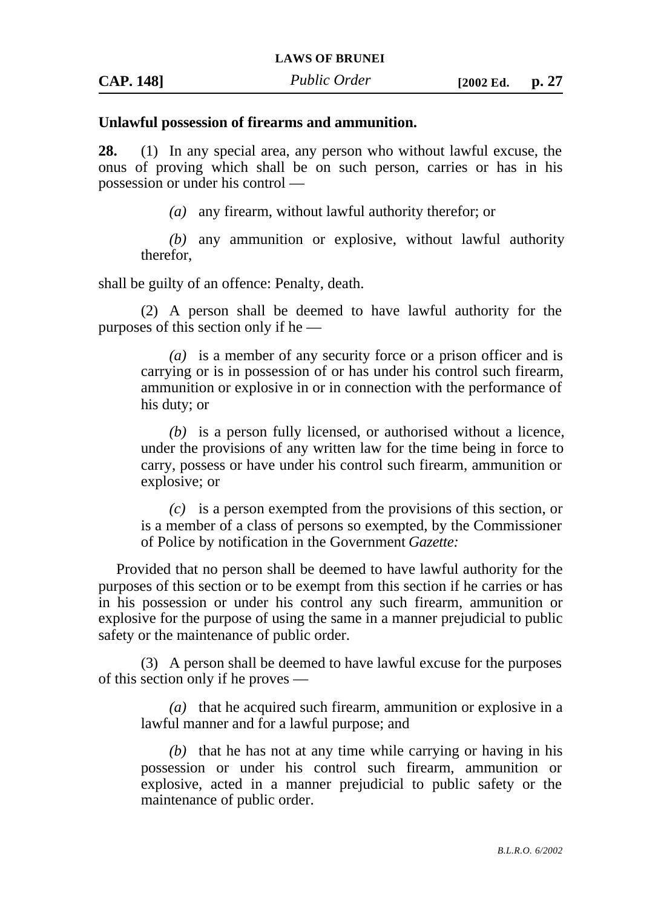### Unlawful possession of firearms and ammunition.

**28.** (1) In any special area, any person who without lawful excuse, the onus of proving which shall be on such person, carries or has in his possession or under his control —

> *(a)* any firearm, without lawful authority therefor; or
>
> *(b)* any ammunition or explosive, without lawful authority therefor,

shall be guilty of an offence: Penalty, death.

(2) A person shall be deemed to have lawful authority for the purposes of this section only if he —

> *(a)* is a member of any security force or a prison officer and is carrying or is in possession of or has under his control such firearm, ammunition or explosive in or in connection with the performance of his duty; or
>
> *(b)* is a person fully licensed, or authorised without a licence, under the provisions of any written law for the time being in force to carry, possess or have under his control such firearm, ammunition or explosive; or
>
> *(c)* is a person exempted from the provisions of this section, or is a member of a class of persons so exempted, by the Commissioner of Police by notification in the Government *Gazette:*

Provided that no person shall be deemed to have lawful authority for the purposes of this section or to be exempt from this section if he carries or has in his possession or under his control any such firearm, ammunition or explosive for the purpose of using the same in a manner prejudicial to public safety or the maintenance of public order.

(3) A person shall be deemed to have lawful excuse for the purposes of this section only if he proves —

> *(a)* that he acquired such firearm, ammunition or explosive in a lawful manner and for a lawful purpose; and
>
> *(b)* that he has not at any time while carrying or having in his possession or under his control such firearm, ammunition or explosive, acted in a manner prejudicial to public safety or the maintenance of public order.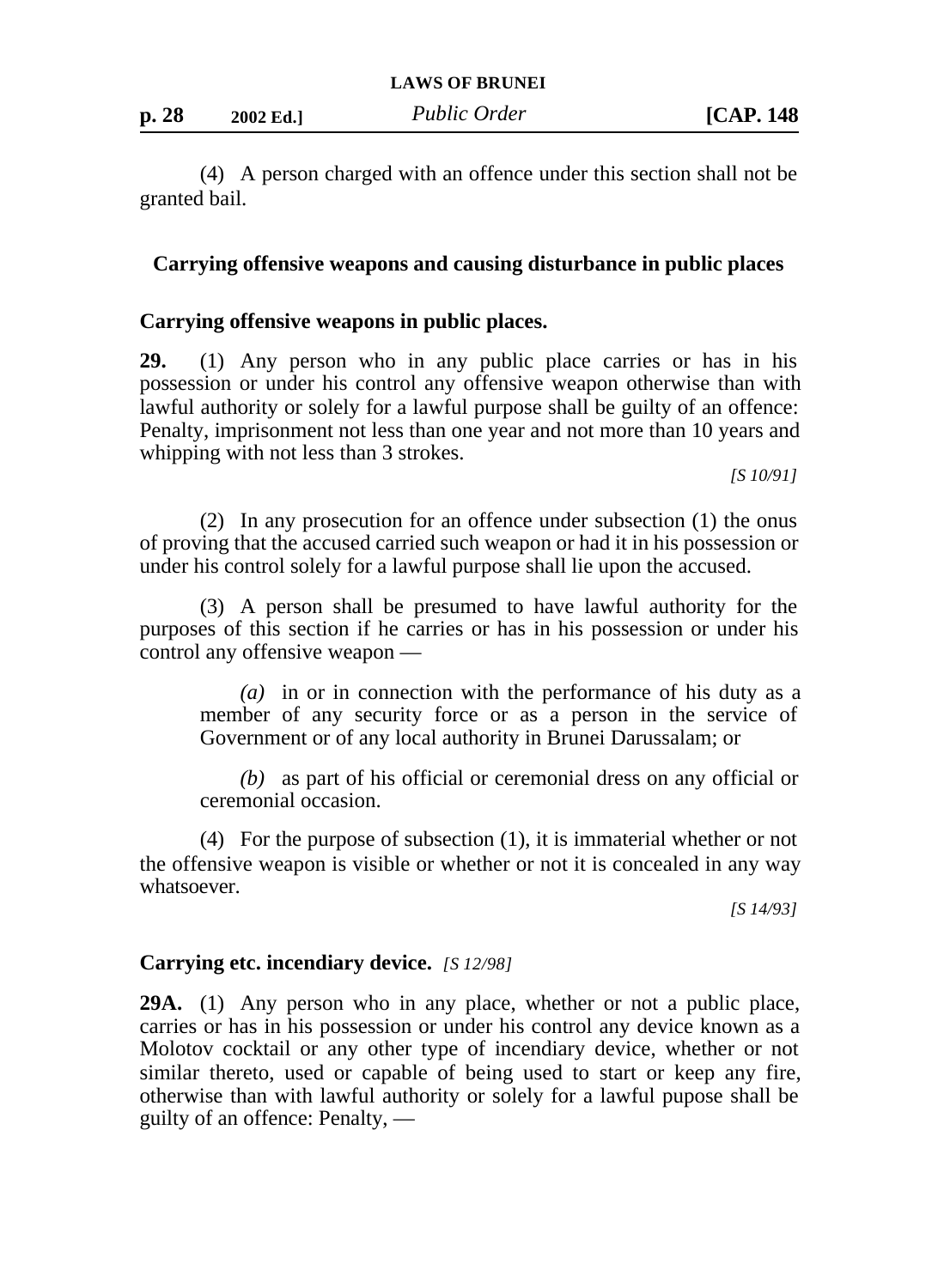(4) A person charged with an offence under this section shall not be granted bail.

## Carrying offensive weapons and causing disturbance in public places

### Carrying offensive weapons in public places.

**29.** (1) Any person who in any public place carries or has in his possession or under his control any offensive weapon otherwise than with lawful authority or solely for a lawful purpose shall be guilty of an offence: Penalty, imprisonment not less than one year and not more than 10 years and whipping with not less than 3 strokes.

*[S 10/91]*

(2) In any prosecution for an offence under subsection (1) the onus of proving that the accused carried such weapon or had it in his possession or under his control solely for a lawful purpose shall lie upon the accused.

(3) A person shall be presumed to have lawful authority for the purposes of this section if he carries or has in his possession or under his control any offensive weapon —

*(a)* in or in connection with the performance of his duty as a member of any security force or as a person in the service of Government or of any local authority in Brunei Darussalam; or

*(b)* as part of his official or ceremonial dress on any official or ceremonial occasion.

(4) For the purpose of subsection (1), it is immaterial whether or not the offensive weapon is visible or whether or not it is concealed in any way whatsoever.

*[S 14/93]*

### Carrying etc. incendiary device. *[S 12/98]*

**29A.** (1) Any person who in any place, whether or not a public place, carries or has in his possession or under his control any device known as a Molotov cocktail or any other type of incendiary device, whether or not similar thereto, used or capable of being used to start or keep any fire, otherwise than with lawful authority or solely for a lawful pupose shall be guilty of an offence: Penalty, —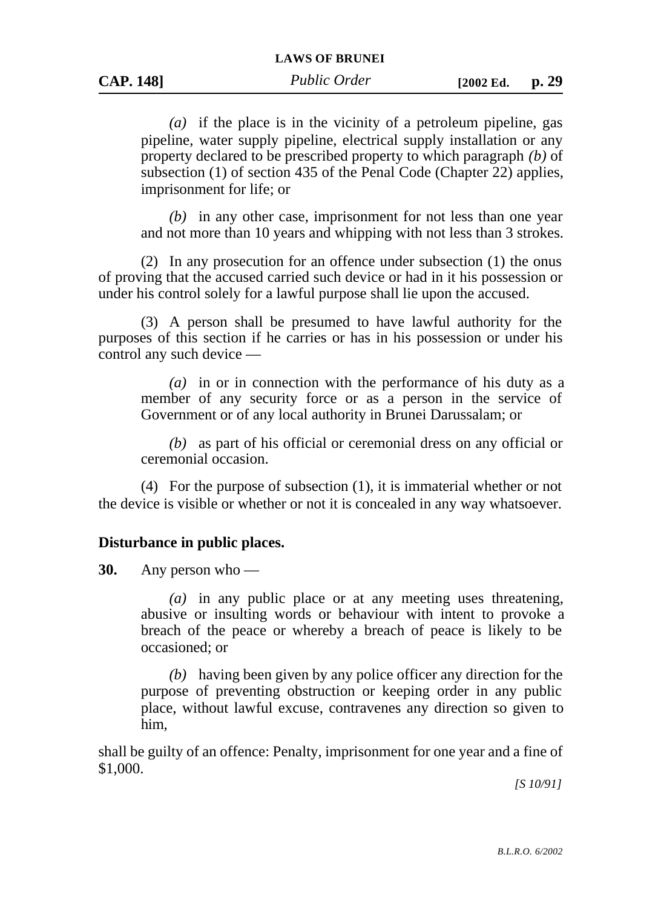*(a)* if the place is in the vicinity of a petroleum pipeline, gas pipeline, water supply pipeline, electrical supply installation or any property declared to be prescribed property to which paragraph *(b)* of subsection (1) of section 435 of the Penal Code (Chapter 22) applies, imprisonment for life; or

*(b)* in any other case, imprisonment for not less than one year and not more than 10 years and whipping with not less than 3 strokes.

(2) In any prosecution for an offence under subsection (1) the onus of proving that the accused carried such device or had in it his possession or under his control solely for a lawful purpose shall lie upon the accused.

(3) A person shall be presumed to have lawful authority for the purposes of this section if he carries or has in his possession or under his control any such device —

*(a)* in or in connection with the performance of his duty as a member of any security force or as a person in the service of Government or of any local authority in Brunei Darussalam; or

*(b)* as part of his official or ceremonial dress on any official or ceremonial occasion.

(4) For the purpose of subsection (1), it is immaterial whether or not the device is visible or whether or not it is concealed in any way whatsoever.

**Disturbance in public places.**

**30.** Any person who —

*(a)* in any public place or at any meeting uses threatening, abusive or insulting words or behaviour with intent to provoke a breach of the peace or whereby a breach of peace is likely to be occasioned; or

*(b)* having been given by any police officer any direction for the purpose of preventing obstruction or keeping order in any public place, without lawful excuse, contravenes any direction so given to him,

shall be guilty of an offence: Penalty, imprisonment for one year and a fine of $1,000.

*[S 10/91]*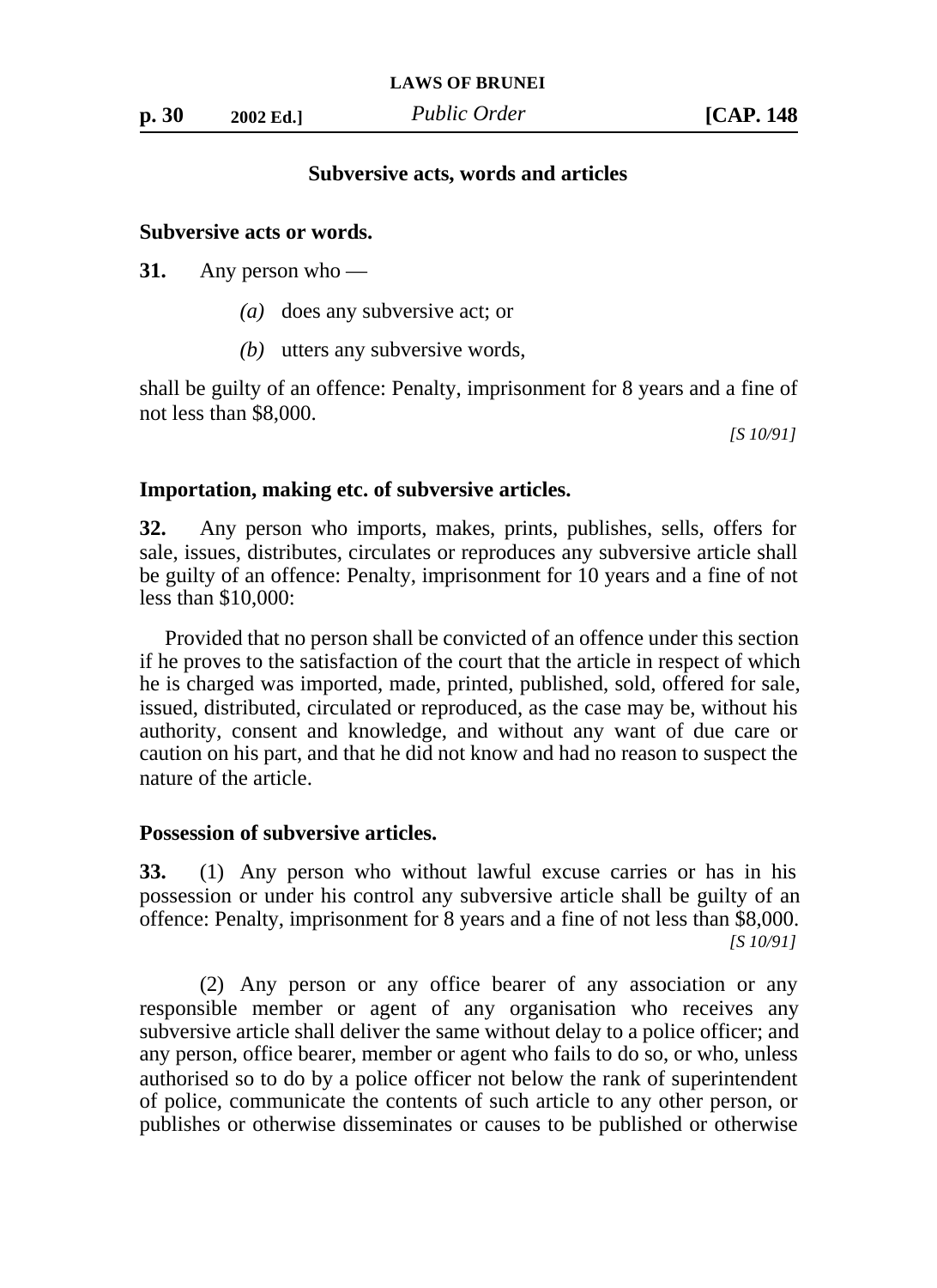## Subversive acts, words and articles

**Subversive acts or words.**

**31.** Any person who —

*(a)* does any subversive act; or

*(b)* utters any subversive words,

shall be guilty of an offence: Penalty, imprisonment for 8 years and a fine of not less than $8,000.

*[S 10/91]*

**Importation, making etc. of subversive articles.**

**32.** Any person who imports, makes, prints, publishes, sells, offers for sale, issues, distributes, circulates or reproduces any subversive article shall be guilty of an offence: Penalty, imprisonment for 10 years and a fine of not less than $10,000:

Provided that no person shall be convicted of an offence under this section if he proves to the satisfaction of the court that the article in respect of which he is charged was imported, made, printed, published, sold, offered for sale, issued, distributed, circulated or reproduced, as the case may be, without his authority, consent and knowledge, and without any want of due care or caution on his part, and that he did not know and had no reason to suspect the nature of the article.

**Possession of subversive articles.**

**33.** (1) Any person who without lawful excuse carries or has in his possession or under his control any subversive article shall be guilty of an offence: Penalty, imprisonment for 8 years and a fine of not less than $8,000.

*[S 10/91]*

(2) Any person or any office bearer of any association or any responsible member or agent of any organisation who receives any subversive article shall deliver the same without delay to a police officer; and any person, office bearer, member or agent who fails to do so, or who, unless authorised so to do by a police officer not below the rank of superintendent of police, communicate the contents of such article to any other person, or publishes or otherwise disseminates or causes to be published or otherwise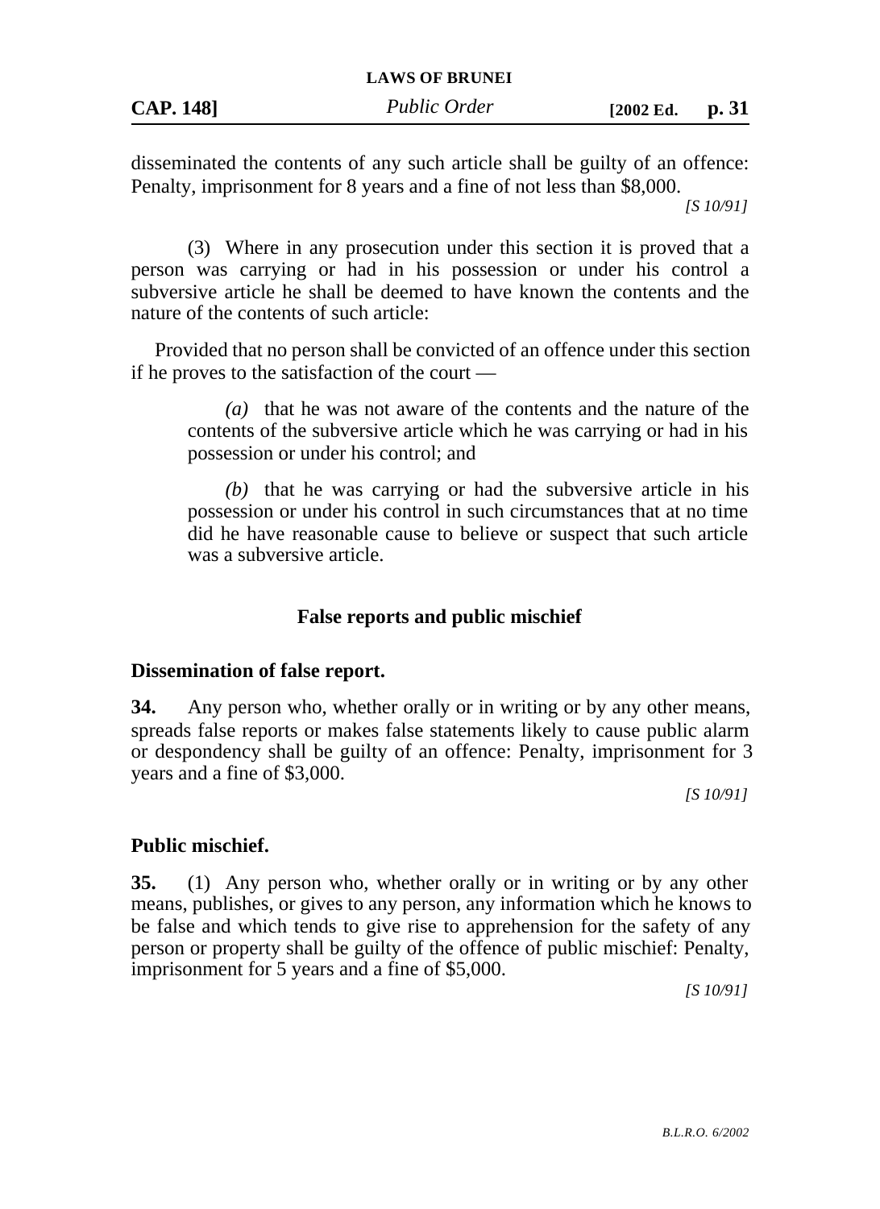disseminated the contents of any such article shall be guilty of an offence: Penalty, imprisonment for 8 years and a fine of not less than $8,000.

*[S 10/91]*

(3) Where in any prosecution under this section it is proved that a person was carrying or had in his possession or under his control a subversive article he shall be deemed to have known the contents and the nature of the contents of such article:

Provided that no person shall be convicted of an offence under this section if he proves to the satisfaction of the court —

*(a)* that he was not aware of the contents and the nature of the contents of the subversive article which he was carrying or had in his possession or under his control; and

*(b)* that he was carrying or had the subversive article in his possession or under his control in such circumstances that at no time did he have reasonable cause to believe or suspect that such article was a subversive article.

## False reports and public mischief

### Dissemination of false report.

**34.** Any person who, whether orally or in writing or by any other means, spreads false reports or makes false statements likely to cause public alarm or despondency shall be guilty of an offence: Penalty, imprisonment for 3 years and a fine of $3,000.

*[S 10/91]*

### Public mischief.

**35.** (1) Any person who, whether orally or in writing or by any other means, publishes, or gives to any person, any information which he knows to be false and which tends to give rise to apprehension for the safety of any person or property shall be guilty of the offence of public mischief: Penalty, imprisonment for 5 years and a fine of $5,000.

*[S 10/91]*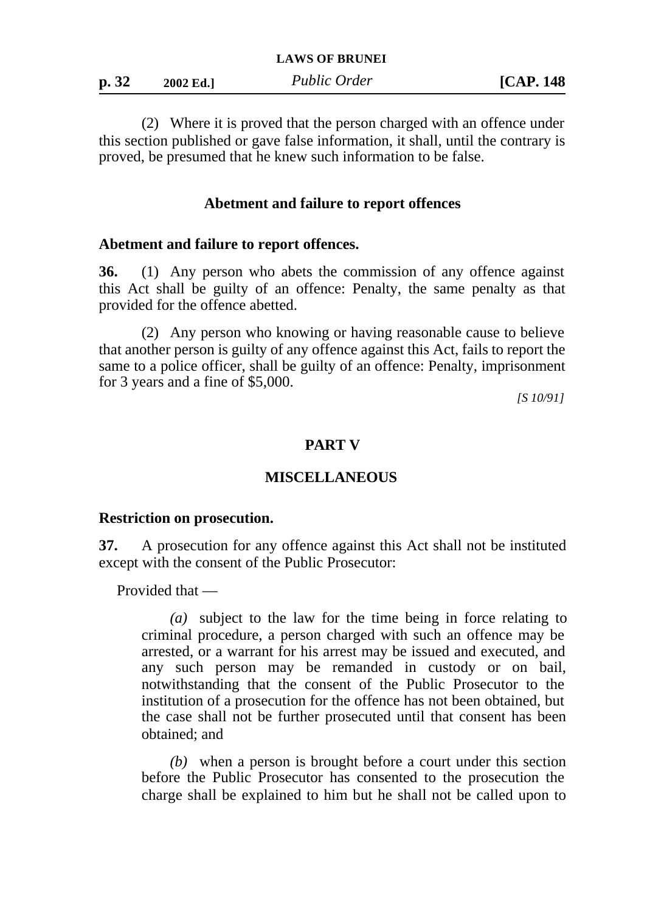(2) Where it is proved that the person charged with an offence under this section published or gave false information, it shall, until the contrary is proved, be presumed that he knew such information to be false.

## Abetment and failure to report offences

### Abetment and failure to report offences.

**36.** (1) Any person who abets the commission of any offence against this Act shall be guilty of an offence: Penalty, the same penalty as that provided for the offence abetted.

(2) Any person who knowing or having reasonable cause to believe that another person is guilty of any offence against this Act, fails to report the same to a police officer, shall be guilty of an offence: Penalty, imprisonment for 3 years and a fine of $5,000.

*[S 10/91]*

## PART V

## MISCELLANEOUS

### Restriction on prosecution.

**37.** A prosecution for any offence against this Act shall not be instituted except with the consent of the Public Prosecutor:

Provided that —

*(a)* subject to the law for the time being in force relating to criminal procedure, a person charged with such an offence may be arrested, or a warrant for his arrest may be issued and executed, and any such person may be remanded in custody or on bail, notwithstanding that the consent of the Public Prosecutor to the institution of a prosecution for the offence has not been obtained, but the case shall not be further prosecuted until that consent has been obtained; and

*(b)* when a person is brought before a court under this section before the Public Prosecutor has consented to the prosecution the charge shall be explained to him but he shall not be called upon to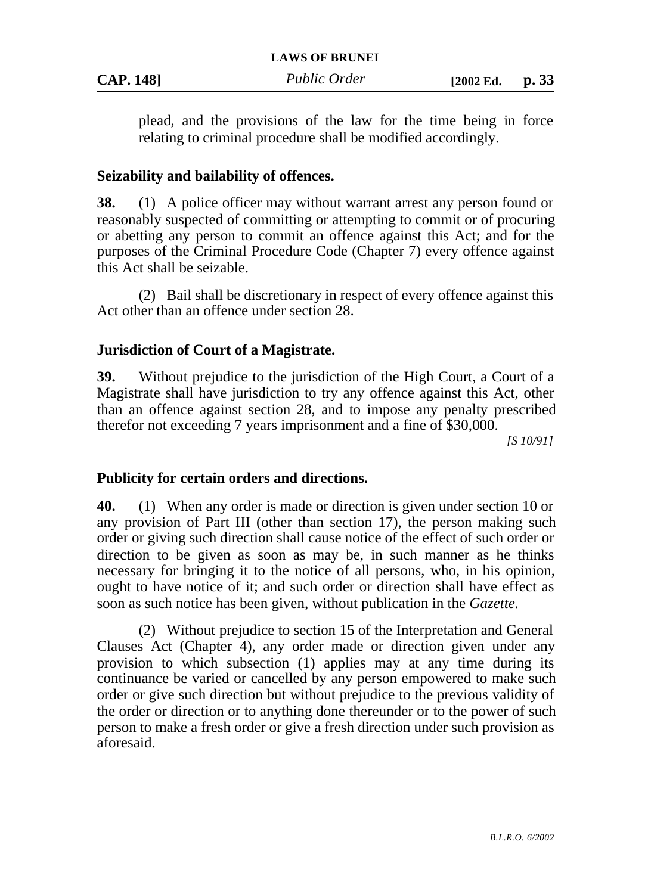plead, and the provisions of the law for the time being in force relating to criminal procedure shall be modified accordingly.

### Seizability and bailability of offences.

**38.** (1) A police officer may without warrant arrest any person found or reasonably suspected of committing or attempting to commit or of procuring or abetting any person to commit an offence against this Act; and for the purposes of the Criminal Procedure Code (Chapter 7) every offence against this Act shall be seizable.

(2) Bail shall be discretionary in respect of every offence against this Act other than an offence under section 28.

### Jurisdiction of Court of a Magistrate.

**39.** Without prejudice to the jurisdiction of the High Court, a Court of a Magistrate shall have jurisdiction to try any offence against this Act, other than an offence against section 28, and to impose any penalty prescribed therefor not exceeding 7 years imprisonment and a fine of $30,000.

*[S 10/91]*

### Publicity for certain orders and directions.

**40.** (1) When any order is made or direction is given under section 10 or any provision of Part III (other than section 17), the person making such order or giving such direction shall cause notice of the effect of such order or direction to be given as soon as may be, in such manner as he thinks necessary for bringing it to the notice of all persons, who, in his opinion, ought to have notice of it; and such order or direction shall have effect as soon as such notice has been given, without publication in the *Gazette*.

(2) Without prejudice to section 15 of the Interpretation and General Clauses Act (Chapter 4), any order made or direction given under any provision to which subsection (1) applies may at any time during its continuance be varied or cancelled by any person empowered to make such order or give such direction but without prejudice to the previous validity of the order or direction or to anything done thereunder or to the power of such person to make a fresh order or give a fresh direction under such provision as aforesaid.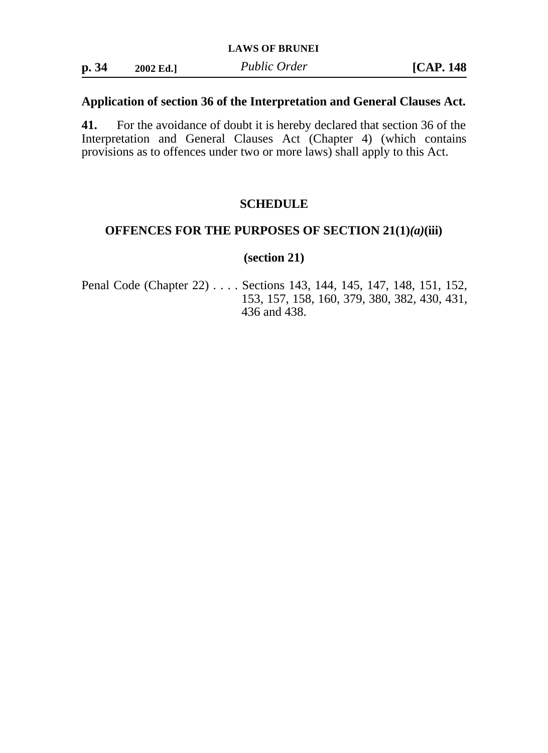**Application of section 36 of the Interpretation and General Clauses Act.**

**41.** For the avoidance of doubt it is hereby declared that section 36 of the Interpretation and General Clauses Act (Chapter 4) (which contains provisions as to offences under two or more laws) shall apply to this Act.

## SCHEDULE

### OFFENCES FOR THE PURPOSES OF SECTION 21(1)*(a)*(iii)

**(section 21)**

Penal Code (Chapter 22) . . . . Sections 143, 144, 145, 147, 148, 151, 152, 153, 157, 158, 160, 379, 380, 382, 430, 431, 436 and 438.